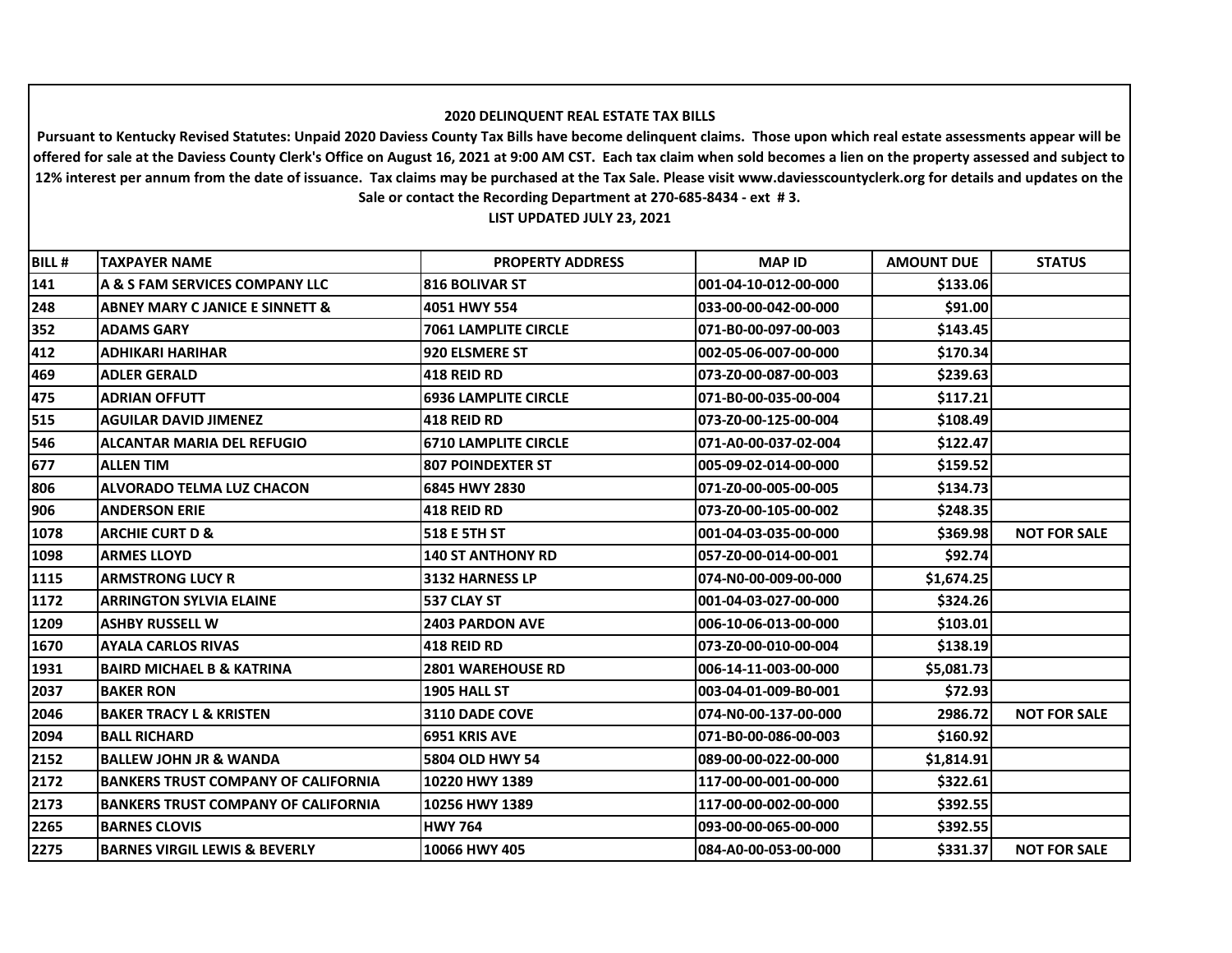## 2020 DELINQUENT REAL ESTATE TAX BILLS

**Pursuant to Kentucky Revised Statutes: Unpaid 2020 Daviess County Tax Bills have become delinquent claims. Those upon which real estate assessments appear will be offered for sale at the Daviess County Clerk's Office on August 16, 2021 at 9:00 AM CST. Each tax claim when sold becomes a lien on the property assessed and subject to 12% interest per annum from the date of issuance. Tax claims may be purchased at the Tax Sale. Please visit www.daviesscountyclerk.org for details and updates on the Sale or contact the Recording Department at 270-685-8434 - ext # 3.**

**LIST UPDATED JULY 23, 2021**

| BILL # | TAXPAYER NAME | PROPERTY ADDRESS | MAP ID | AMOUNT DUE | STATUS |
|---|---|---|---|---|---|
| 141 | A & S FAM SERVICES COMPANY LLC | 816 BOLIVAR ST | 001-04-10-012-00-000 | $133.06 | |
| 248 | ABNEY MARY C JANICE E SINNETT & | 4051 HWY 554 | 033-00-00-042-00-000 | $91.00 | |
| 352 | ADAMS GARY | 7061 LAMPLITE CIRCLE | 071-B0-00-097-00-003 | $143.45 | |
| 412 | ADHIKARI HARIHAR | 920 ELSMERE ST | 002-05-06-007-00-000 | $170.34 | |
| 469 | ADLER GERALD | 418 REID RD | 073-Z0-00-087-00-003 | $239.63 | |
| 475 | ADRIAN OFFUTT | 6936 LAMPLITE CIRCLE | 071-B0-00-035-00-004 | $117.21 | |
| 515 | AGUILAR DAVID JIMENEZ | 418 REID RD | 073-Z0-00-125-00-004 | $108.49 | |
| 546 | ALCANTAR MARIA DEL REFUGIO | 6710 LAMPLITE CIRCLE | 071-A0-00-037-02-004 | $122.47 | |
| 677 | ALLEN TIM | 807 POINDEXTER ST | 005-09-02-014-00-000 | $159.52 | |
| 806 | ALVORADO TELMA LUZ CHACON | 6845 HWY 2830 | 071-Z0-00-005-00-005 | $134.73 | |
| 906 | ANDERSON ERIE | 418 REID RD | 073-Z0-00-105-00-002 | $248.35 | |
| 1078 | ARCHIE CURT D & | 518 E 5TH ST | 001-04-03-035-00-000 | $369.98 | NOT FOR SALE |
| 1098 | ARMES LLOYD | 140 ST ANTHONY RD | 057-Z0-00-014-00-001 | $92.74 | |
| 1115 | ARMSTRONG LUCY R | 3132 HARNESS LP | 074-N0-00-009-00-000 | $1,674.25 | |
| 1172 | ARRINGTON SYLVIA ELAINE | 537 CLAY ST | 001-04-03-027-00-000 | $324.26 | |
| 1209 | ASHBY RUSSELL W | 2403 PARDON AVE | 006-10-06-013-00-000 | $103.01 | |
| 1670 | AYALA CARLOS RIVAS | 418 REID RD | 073-Z0-00-010-00-004 | $138.19 | |
| 1931 | BAIRD MICHAEL B & KATRINA | 2801 WAREHOUSE RD | 006-14-11-003-00-000 | $5,081.73 | |
| 2037 | BAKER RON | 1905 HALL ST | 003-04-01-009-B0-001 | $72.93 | |
| 2046 | BAKER TRACY L & KRISTEN | 3110 DADE COVE | 074-N0-00-137-00-000 | 2986.72 | NOT FOR SALE |
| 2094 | BALL RICHARD | 6951 KRIS AVE | 071-B0-00-086-00-003 | $160.92 | |
| 2152 | BALLEW JOHN JR & WANDA | 5804 OLD HWY 54 | 089-00-00-022-00-000 | $1,814.91 | |
| 2172 | BANKERS TRUST COMPANY OF CALIFORNIA | 10220 HWY 1389 | 117-00-00-001-00-000 | $322.61 | |
| 2173 | BANKERS TRUST COMPANY OF CALIFORNIA | 10256 HWY 1389 | 117-00-00-002-00-000 | $392.55 | |
| 2265 | BARNES CLOVIS | HWY 764 | 093-00-00-065-00-000 | $392.55 | |
| 2275 | BARNES VIRGIL LEWIS & BEVERLY | 10066 HWY 405 | 084-A0-00-053-00-000 | $331.37 | NOT FOR SALE |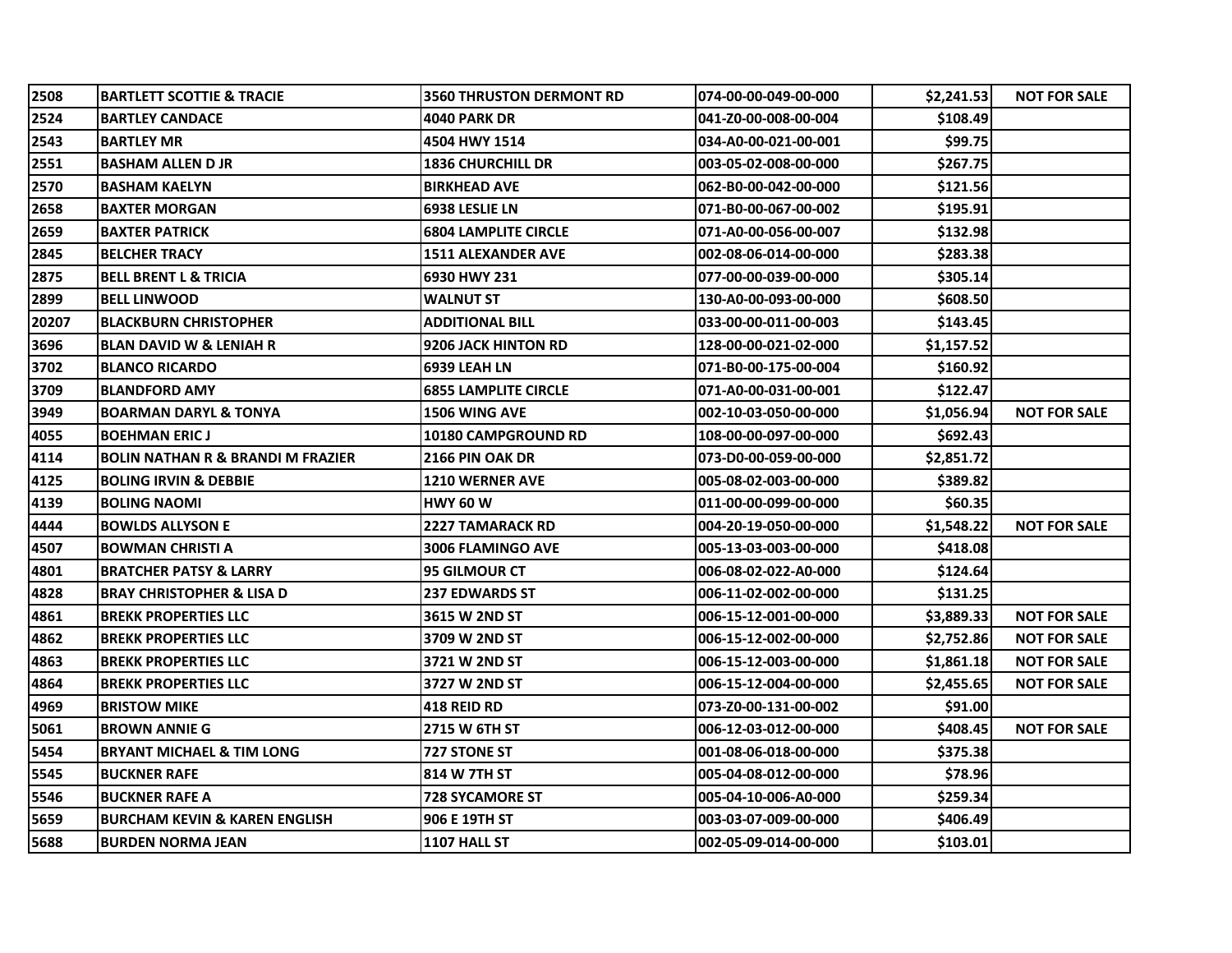| 2508 | BARTLETT SCOTTIE & TRACIE | 3560 THRUSTON DERMONT RD | 074-00-00-049-00-000 | $2,241.53 | NOT FOR SALE |
|---|---|---|---|---|---|
| 2524 | BARTLEY CANDACE | 4040 PARK DR | 041-Z0-00-008-00-004 | $108.49 | |
| 2543 | BARTLEY MR | 4504 HWY 1514 | 034-A0-00-021-00-001 | $99.75 | |
| 2551 | BASHAM ALLEN D JR | 1836 CHURCHILL DR | 003-05-02-008-00-000 | $267.75 | |
| 2570 | BASHAM KAELYN | BIRKHEAD AVE | 062-B0-00-042-00-000 | $121.56 | |
| 2658 | BAXTER MORGAN | 6938 LESLIE LN | 071-B0-00-067-00-002 | $195.91 | |
| 2659 | BAXTER PATRICK | 6804 LAMPLITE CIRCLE | 071-A0-00-056-00-007 | $132.98 | |
| 2845 | BELCHER TRACY | 1511 ALEXANDER AVE | 002-08-06-014-00-000 | $283.38 | |
| 2875 | BELL BRENT L & TRICIA | 6930 HWY 231 | 077-00-00-039-00-000 | $305.14 | |
| 2899 | BELL LINWOOD | WALNUT ST | 130-A0-00-093-00-000 | $608.50 | |
| 20207 | BLACKBURN CHRISTOPHER | ADDITIONAL BILL | 033-00-00-011-00-003 | $143.45 | |
| 3696 | BLAN DAVID W & LENIAH R | 9206 JACK HINTON RD | 128-00-00-021-02-000 | $1,157.52 | |
| 3702 | BLANCO RICARDO | 6939 LEAH LN | 071-B0-00-175-00-004 | $160.92 | |
| 3709 | BLANDFORD AMY | 6855 LAMPLITE CIRCLE | 071-A0-00-031-00-001 | $122.47 | |
| 3949 | BOARMAN DARYL & TONYA | 1506 WING AVE | 002-10-03-050-00-000 | $1,056.94 | NOT FOR SALE |
| 4055 | BOEHMAN ERIC J | 10180 CAMPGROUND RD | 108-00-00-097-00-000 | $692.43 | |
| 4114 | BOLIN NATHAN R & BRANDI M FRAZIER | 2166 PIN OAK DR | 073-D0-00-059-00-000 | $2,851.72 | |
| 4125 | BOLING IRVIN & DEBBIE | 1210 WERNER AVE | 005-08-02-003-00-000 | $389.82 | |
| 4139 | BOLING NAOMI | HWY 60 W | 011-00-00-099-00-000 | $60.35 | |
| 4444 | BOWLDS ALLYSON E | 2227 TAMARACK RD | 004-20-19-050-00-000 | $1,548.22 | NOT FOR SALE |
| 4507 | BOWMAN CHRISTI A | 3006 FLAMINGO AVE | 005-13-03-003-00-000 | $418.08 | |
| 4801 | BRATCHER PATSY & LARRY | 95 GILMOUR CT | 006-08-02-022-A0-000 | $124.64 | |
| 4828 | BRAY CHRISTOPHER & LISA D | 237 EDWARDS ST | 006-11-02-002-00-000 | $131.25 | |
| 4861 | BREKK PROPERTIES LLC | 3615 W 2ND ST | 006-15-12-001-00-000 | $3,889.33 | NOT FOR SALE |
| 4862 | BREKK PROPERTIES LLC | 3709 W 2ND ST | 006-15-12-002-00-000 | $2,752.86 | NOT FOR SALE |
| 4863 | BREKK PROPERTIES LLC | 3721 W 2ND ST | 006-15-12-003-00-000 | $1,861.18 | NOT FOR SALE |
| 4864 | BREKK PROPERTIES LLC | 3727 W 2ND ST | 006-15-12-004-00-000 | $2,455.65 | NOT FOR SALE |
| 4969 | BRISTOW MIKE | 418 REID RD | 073-Z0-00-131-00-002 | $91.00 | |
| 5061 | BROWN ANNIE G | 2715 W 6TH ST | 006-12-03-012-00-000 | $408.45 | NOT FOR SALE |
| 5454 | BRYANT MICHAEL & TIM LONG | 727 STONE ST | 001-08-06-018-00-000 | $375.38 | |
| 5545 | BUCKNER RAFE | 814 W 7TH ST | 005-04-08-012-00-000 | $78.96 | |
| 5546 | BUCKNER RAFE A | 728 SYCAMORE ST | 005-04-10-006-A0-000 | $259.34 | |
| 5659 | BURCHAM KEVIN & KAREN ENGLISH | 906 E 19TH ST | 003-03-07-009-00-000 | $406.49 | |
| 5688 | BURDEN NORMA JEAN | 1107 HALL ST | 002-05-09-014-00-000 | $103.01 | |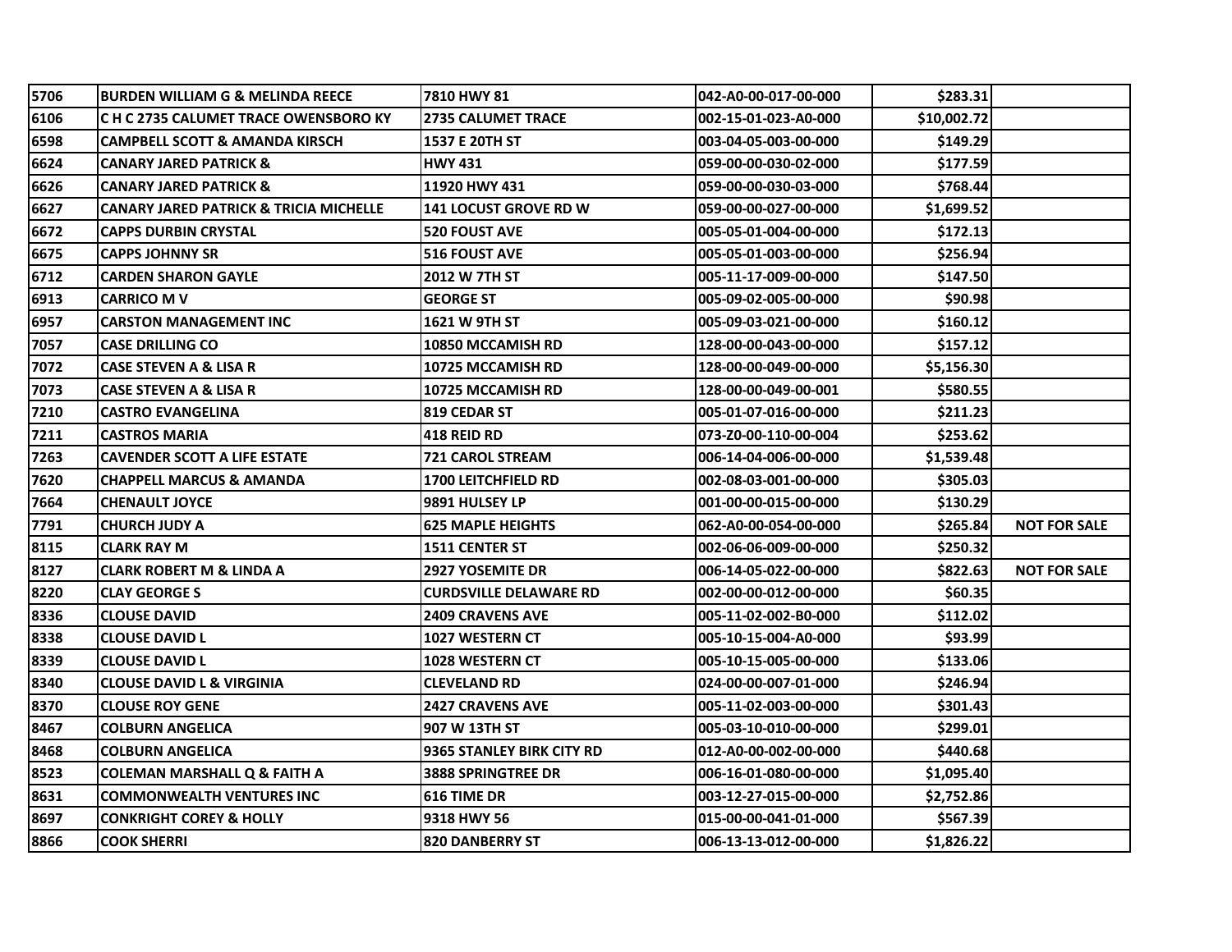| | | | | | |
|---|---|---|---|---|---|
| 5706 | BURDEN WILLIAM G & MELINDA REECE | 7810 HWY 81 | 042-A0-00-017-00-000 | $283.31 | |
| 6106 | C H C 2735 CALUMET TRACE OWENSBORO KY | 2735 CALUMET TRACE | 002-15-01-023-A0-000 | $10,002.72 | |
| 6598 | CAMPBELL SCOTT & AMANDA KIRSCH | 1537 E 20TH ST | 003-04-05-003-00-000 | $149.29 | |
| 6624 | CANARY JARED PATRICK & | HWY 431 | 059-00-00-030-02-000 | $177.59 | |
| 6626 | CANARY JARED PATRICK & | 11920 HWY 431 | 059-00-00-030-03-000 | $768.44 | |
| 6627 | CANARY JARED PATRICK & TRICIA MICHELLE | 141 LOCUST GROVE RD W | 059-00-00-027-00-000 | $1,699.52 | |
| 6672 | CAPPS DURBIN CRYSTAL | 520 FOUST AVE | 005-05-01-004-00-000 | $172.13 | |
| 6675 | CAPPS JOHNNY SR | 516 FOUST AVE | 005-05-01-003-00-000 | $256.94 | |
| 6712 | CARDEN SHARON GAYLE | 2012 W 7TH ST | 005-11-17-009-00-000 | $147.50 | |
| 6913 | CARRICO M V | GEORGE ST | 005-09-02-005-00-000 | $90.98 | |
| 6957 | CARSTON MANAGEMENT INC | 1621 W 9TH ST | 005-09-03-021-00-000 | $160.12 | |
| 7057 | CASE DRILLING CO | 10850 MCCAMISH RD | 128-00-00-043-00-000 | $157.12 | |
| 7072 | CASE STEVEN A & LISA R | 10725 MCCAMISH RD | 128-00-00-049-00-000 | $5,156.30 | |
| 7073 | CASE STEVEN A & LISA R | 10725 MCCAMISH RD | 128-00-00-049-00-001 | $580.55 | |
| 7210 | CASTRO EVANGELINA | 819 CEDAR ST | 005-01-07-016-00-000 | $211.23 | |
| 7211 | CASTROS MARIA | 418 REID RD | 073-Z0-00-110-00-004 | $253.62 | |
| 7263 | CAVENDER SCOTT A LIFE ESTATE | 721 CAROL STREAM | 006-14-04-006-00-000 | $1,539.48 | |
| 7620 | CHAPPELL MARCUS & AMANDA | 1700 LEITCHFIELD RD | 002-08-03-001-00-000 | $305.03 | |
| 7664 | CHENAULT JOYCE | 9891 HULSEY LP | 001-00-00-015-00-000 | $130.29 | |
| 7791 | CHURCH JUDY A | 625 MAPLE HEIGHTS | 062-A0-00-054-00-000 | $265.84 | NOT FOR SALE |
| 8115 | CLARK RAY M | 1511 CENTER ST | 002-06-06-009-00-000 | $250.32 | |
| 8127 | CLARK ROBERT M & LINDA A | 2927 YOSEMITE DR | 006-14-05-022-00-000 | $822.63 | NOT FOR SALE |
| 8220 | CLAY GEORGE S | CURDSVILLE DELAWARE RD | 002-00-00-012-00-000 | $60.35 | |
| 8336 | CLOUSE DAVID | 2409 CRAVENS AVE | 005-11-02-002-B0-000 | $112.02 | |
| 8338 | CLOUSE DAVID L | 1027 WESTERN CT | 005-10-15-004-A0-000 | $93.99 | |
| 8339 | CLOUSE DAVID L | 1028 WESTERN CT | 005-10-15-005-00-000 | $133.06 | |
| 8340 | CLOUSE DAVID L & VIRGINIA | CLEVELAND RD | 024-00-00-007-01-000 | $246.94 | |
| 8370 | CLOUSE ROY GENE | 2427 CRAVENS AVE | 005-11-02-003-00-000 | $301.43 | |
| 8467 | COLBURN ANGELICA | 907 W 13TH ST | 005-03-10-010-00-000 | $299.01 | |
| 8468 | COLBURN ANGELICA | 9365 STANLEY BIRK CITY RD | 012-A0-00-002-00-000 | $440.68 | |
| 8523 | COLEMAN MARSHALL Q & FAITH A | 3888 SPRINGTREE DR | 006-16-01-080-00-000 | $1,095.40 | |
| 8631 | COMMONWEALTH VENTURES INC | 616 TIME DR | 003-12-27-015-00-000 | $2,752.86 | |
| 8697 | CONKRIGHT COREY & HOLLY | 9318 HWY 56 | 015-00-00-041-01-000 | $567.39 | |
| 8866 | COOK SHERRI | 820 DANBERRY ST | 006-13-13-012-00-000 | $1,826.22 | |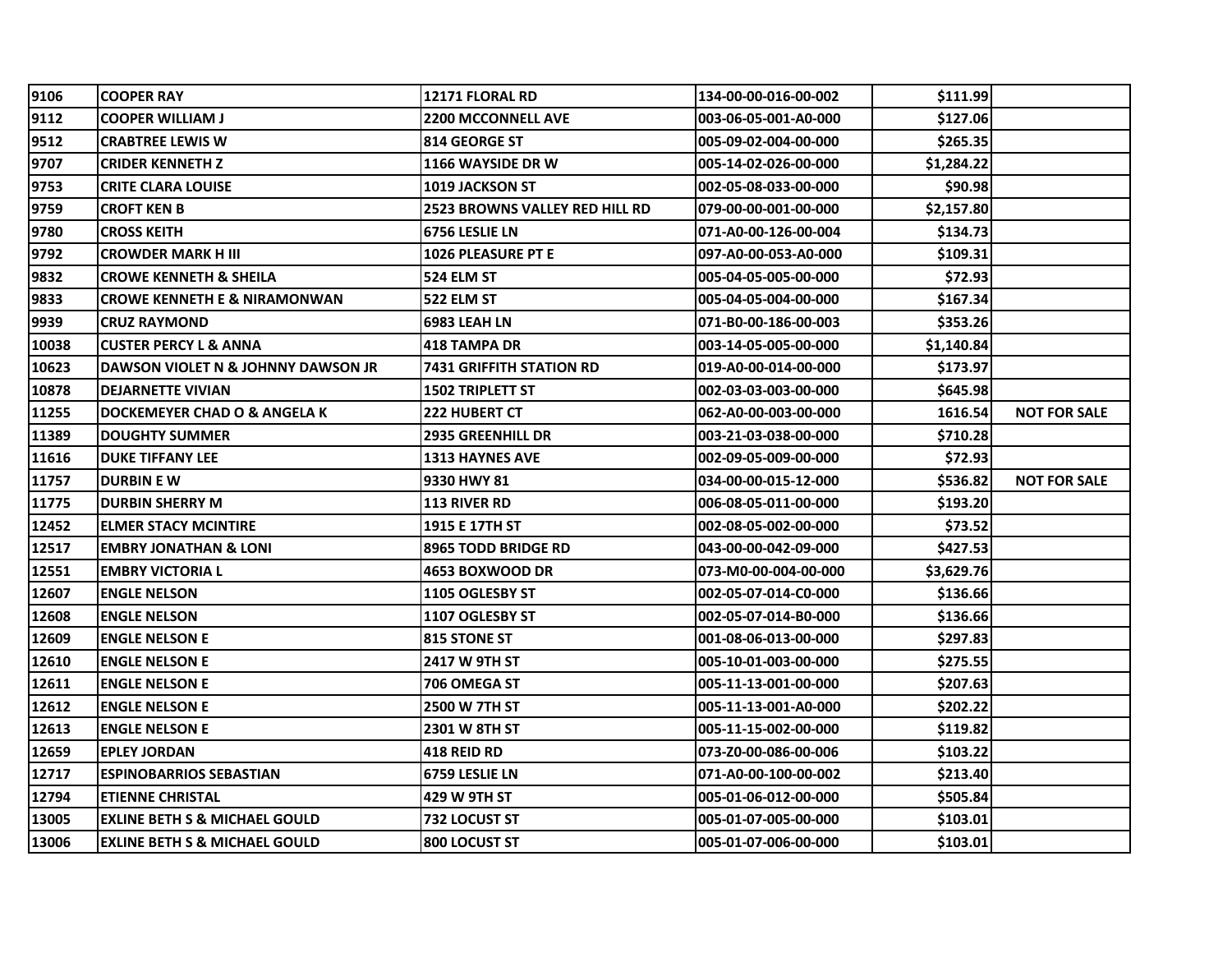| | | | | | |
|---|---|---|---|---|---|
| 9106 | COOPER RAY | 12171 FLORAL RD | 134-00-00-016-00-002 | $111.99 | |
| 9112 | COOPER WILLIAM J | 2200 MCCONNELL AVE | 003-06-05-001-A0-000 | $127.06 | |
| 9512 | CRABTREE LEWIS W | 814 GEORGE ST | 005-09-02-004-00-000 | $265.35 | |
| 9707 | CRIDER KENNETH Z | 1166 WAYSIDE DR W | 005-14-02-026-00-000 | $1,284.22 | |
| 9753 | CRITE CLARA LOUISE | 1019 JACKSON ST | 002-05-08-033-00-000 | $90.98 | |
| 9759 | CROFT KEN B | 2523 BROWNS VALLEY RED HILL RD | 079-00-00-001-00-000 | $2,157.80 | |
| 9780 | CROSS KEITH | 6756 LESLIE LN | 071-A0-00-126-00-004 | $134.73 | |
| 9792 | CROWDER MARK H III | 1026 PLEASURE PT E | 097-A0-00-053-A0-000 | $109.31 | |
| 9832 | CROWE KENNETH & SHEILA | 524 ELM ST | 005-04-05-005-00-000 | $72.93 | |
| 9833 | CROWE KENNETH E & NIRAMONWAN | 522 ELM ST | 005-04-05-004-00-000 | $167.34 | |
| 9939 | CRUZ RAYMOND | 6983 LEAH LN | 071-B0-00-186-00-003 | $353.26 | |
| 10038 | CUSTER PERCY L & ANNA | 418 TAMPA DR | 003-14-05-005-00-000 | $1,140.84 | |
| 10623 | DAWSON VIOLET N & JOHNNY DAWSON JR | 7431 GRIFFITH STATION RD | 019-A0-00-014-00-000 | $173.97 | |
| 10878 | DEJARNETTE VIVIAN | 1502 TRIPLETT ST | 002-03-03-003-00-000 | $645.98 | |
| 11255 | DOCKEMEYER CHAD O & ANGELA K | 222 HUBERT CT | 062-A0-00-003-00-000 | 1616.54 | NOT FOR SALE |
| 11389 | DOUGHTY SUMMER | 2935 GREENHILL DR | 003-21-03-038-00-000 | $710.28 | |
| 11616 | DUKE TIFFANY LEE | 1313 HAYNES AVE | 002-09-05-009-00-000 | $72.93 | |
| 11757 | DURBIN E W | 9330 HWY 81 | 034-00-00-015-12-000 | $536.82 | NOT FOR SALE |
| 11775 | DURBIN SHERRY M | 113 RIVER RD | 006-08-05-011-00-000 | $193.20 | |
| 12452 | ELMER STACY MCINTIRE | 1915 E 17TH ST | 002-08-05-002-00-000 | $73.52 | |
| 12517 | EMBRY JONATHAN & LONI | 8965 TODD BRIDGE RD | 043-00-00-042-09-000 | $427.53 | |
| 12551 | EMBRY VICTORIA L | 4653 BOXWOOD DR | 073-M0-00-004-00-000 | $3,629.76 | |
| 12607 | ENGLE NELSON | 1105 OGLESBY ST | 002-05-07-014-C0-000 | $136.66 | |
| 12608 | ENGLE NELSON | 1107 OGLESBY ST | 002-05-07-014-B0-000 | $136.66 | |
| 12609 | ENGLE NELSON E | 815 STONE ST | 001-08-06-013-00-000 | $297.83 | |
| 12610 | ENGLE NELSON E | 2417 W 9TH ST | 005-10-01-003-00-000 | $275.55 | |
| 12611 | ENGLE NELSON E | 706 OMEGA ST | 005-11-13-001-00-000 | $207.63 | |
| 12612 | ENGLE NELSON E | 2500 W 7TH ST | 005-11-13-001-A0-000 | $202.22 | |
| 12613 | ENGLE NELSON E | 2301 W 8TH ST | 005-11-15-002-00-000 | $119.82 | |
| 12659 | EPLEY JORDAN | 418 REID RD | 073-Z0-00-086-00-006 | $103.22 | |
| 12717 | ESPINOBARRIOS SEBASTIAN | 6759 LESLIE LN | 071-A0-00-100-00-002 | $213.40 | |
| 12794 | ETIENNE CHRISTAL | 429 W 9TH ST | 005-01-06-012-00-000 | $505.84 | |
| 13005 | EXLINE BETH S & MICHAEL GOULD | 732 LOCUST ST | 005-01-07-005-00-000 | $103.01 | |
| 13006 | EXLINE BETH S & MICHAEL GOULD | 800 LOCUST ST | 005-01-07-006-00-000 | $103.01 | |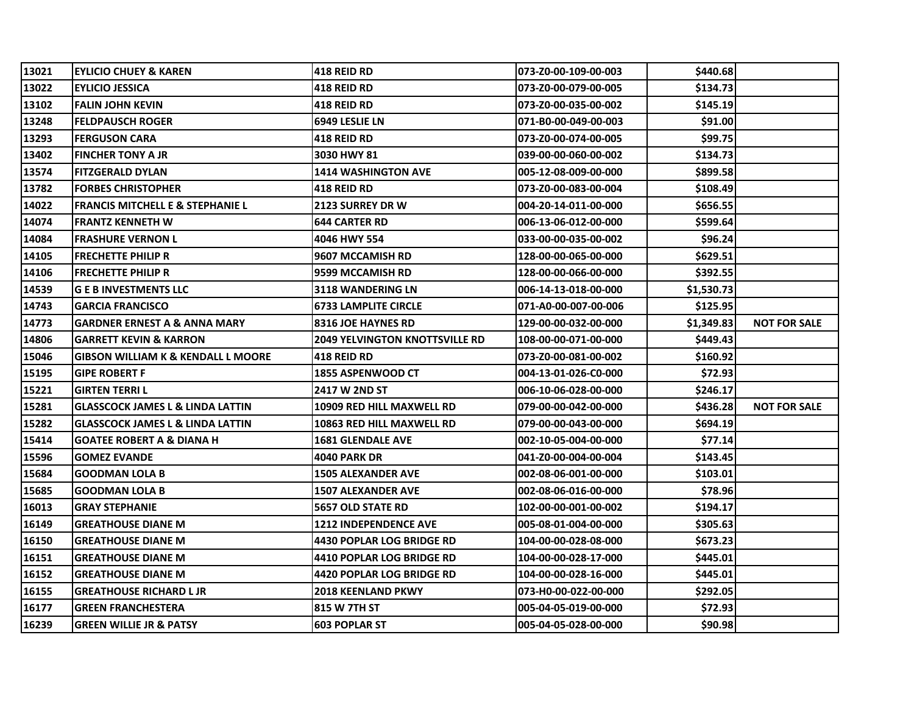| | | | | | |
|---|---|---|---|---|---|
| 13021 | EYLICIO CHUEY & KAREN | 418 REID RD | 073-Z0-00-109-00-003 | $440.68 | |
| 13022 | EYLICIO JESSICA | 418 REID RD | 073-Z0-00-079-00-005 | $134.73 | |
| 13102 | FALIN JOHN KEVIN | 418 REID RD | 073-Z0-00-035-00-002 | $145.19 | |
| 13248 | FELDPAUSCH ROGER | 6949 LESLIE LN | 071-B0-00-049-00-003 | $91.00 | |
| 13293 | FERGUSON CARA | 418 REID RD | 073-Z0-00-074-00-005 | $99.75 | |
| 13402 | FINCHER TONY A JR | 3030 HWY 81 | 039-00-00-060-00-002 | $134.73 | |
| 13574 | FITZGERALD DYLAN | 1414 WASHINGTON AVE | 005-12-08-009-00-000 | $899.58 | |
| 13782 | FORBES CHRISTOPHER | 418 REID RD | 073-Z0-00-083-00-004 | $108.49 | |
| 14022 | FRANCIS MITCHELL E & STEPHANIE L | 2123 SURREY DR W | 004-20-14-011-00-000 | $656.55 | |
| 14074 | FRANTZ KENNETH W | 644 CARTER RD | 006-13-06-012-00-000 | $599.64 | |
| 14084 | FRASHURE VERNON L | 4046 HWY 554 | 033-00-00-035-00-002 | $96.24 | |
| 14105 | FRECHETTE PHILIP R | 9607 MCCAMISH RD | 128-00-00-065-00-000 | $629.51 | |
| 14106 | FRECHETTE PHILIP R | 9599 MCCAMISH RD | 128-00-00-066-00-000 | $392.55 | |
| 14539 | G E B INVESTMENTS LLC | 3118 WANDERING LN | 006-14-13-018-00-000 | $1,530.73 | |
| 14743 | GARCIA FRANCISCO | 6733 LAMPLITE CIRCLE | 071-A0-00-007-00-006 | $125.95 | |
| 14773 | GARDNER ERNEST A & ANNA MARY | 8316 JOE HAYNES RD | 129-00-00-032-00-000 | $1,349.83 | NOT FOR SALE |
| 14806 | GARRETT KEVIN & KARRON | 2049 YELVINGTON KNOTTSVILLE RD | 108-00-00-071-00-000 | $449.43 | |
| 15046 | GIBSON WILLIAM K & KENDALL L MOORE | 418 REID RD | 073-Z0-00-081-00-002 | $160.92 | |
| 15195 | GIPE ROBERT F | 1855 ASPENWOOD CT | 004-13-01-026-C0-000 | $72.93 | |
| 15221 | GIRTEN TERRI L | 2417 W 2ND ST | 006-10-06-028-00-000 | $246.17 | |
| 15281 | GLASSCOCK JAMES L & LINDA LATTIN | 10909 RED HILL MAXWELL RD | 079-00-00-042-00-000 | $436.28 | NOT FOR SALE |
| 15282 | GLASSCOCK JAMES L & LINDA LATTIN | 10863 RED HILL MAXWELL RD | 079-00-00-043-00-000 | $694.19 | |
| 15414 | GOATEE ROBERT A & DIANA H | 1681 GLENDALE AVE | 002-10-05-004-00-000 | $77.14 | |
| 15596 | GOMEZ EVANDE | 4040 PARK DR | 041-Z0-00-004-00-004 | $143.45 | |
| 15684 | GOODMAN LOLA B | 1505 ALEXANDER AVE | 002-08-06-001-00-000 | $103.01 | |
| 15685 | GOODMAN LOLA B | 1507 ALEXANDER AVE | 002-08-06-016-00-000 | $78.96 | |
| 16013 | GRAY STEPHANIE | 5657 OLD STATE RD | 102-00-00-001-00-002 | $194.17 | |
| 16149 | GREATHOUSE DIANE M | 1212 INDEPENDENCE AVE | 005-08-01-004-00-000 | $305.63 | |
| 16150 | GREATHOUSE DIANE M | 4430 POPLAR LOG BRIDGE RD | 104-00-00-028-08-000 | $673.23 | |
| 16151 | GREATHOUSE DIANE M | 4410 POPLAR LOG BRIDGE RD | 104-00-00-028-17-000 | $445.01 | |
| 16152 | GREATHOUSE DIANE M | 4420 POPLAR LOG BRIDGE RD | 104-00-00-028-16-000 | $445.01 | |
| 16155 | GREATHOUSE RICHARD L JR | 2018 KEENLAND PKWY | 073-H0-00-022-00-000 | $292.05 | |
| 16177 | GREEN FRANCHESTERA | 815 W 7TH ST | 005-04-05-019-00-000 | $72.93 | |
| 16239 | GREEN WILLIE JR & PATSY | 603 POPLAR ST | 005-04-05-028-00-000 | $90.98 | |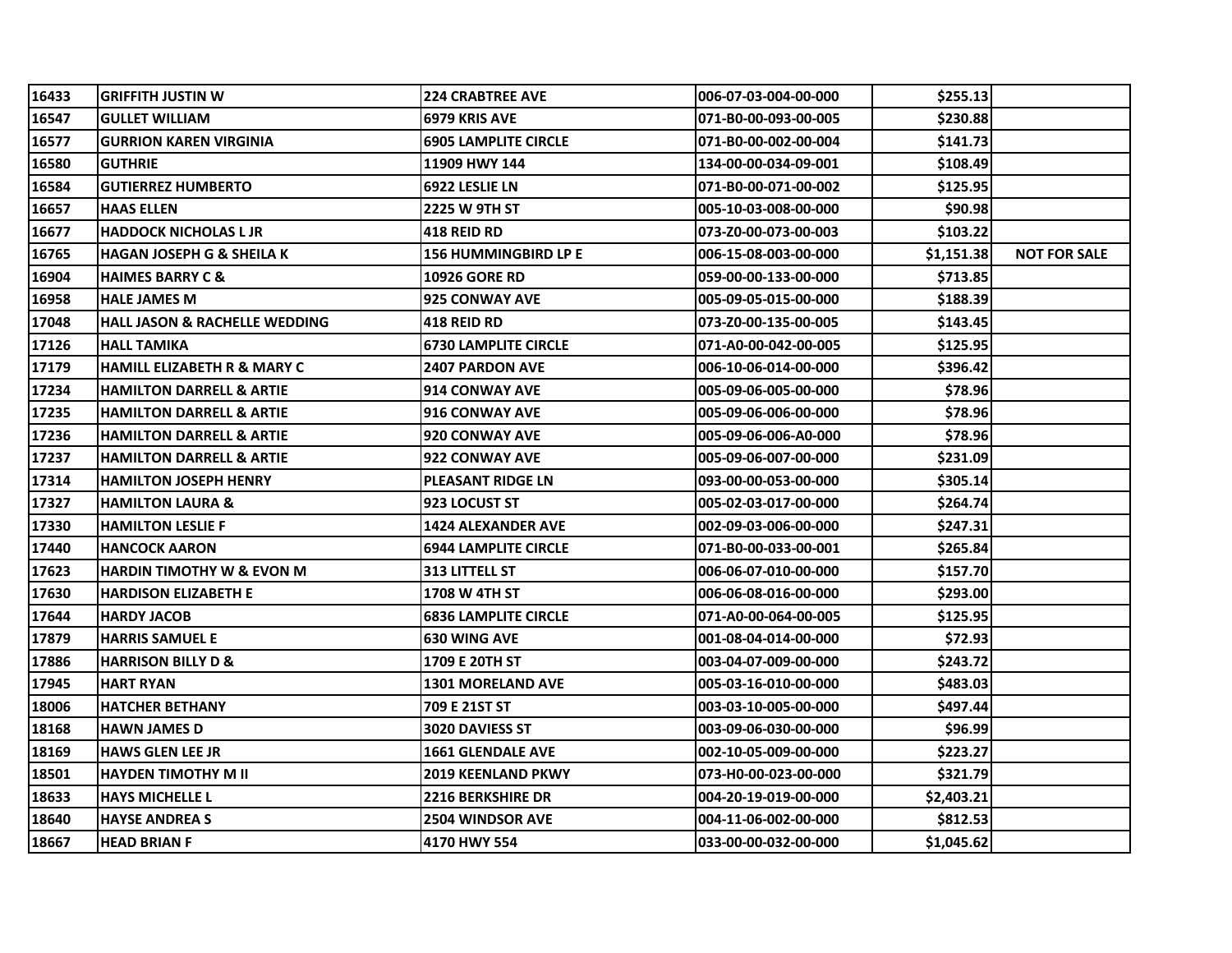| | | | | | |
|---|---|---|---|---|---|
| 16433 | GRIFFITH JUSTIN W | 224 CRABTREE AVE | 006-07-03-004-00-000 | $255.13 | |
| 16547 | GULLET WILLIAM | 6979 KRIS AVE | 071-B0-00-093-00-005 | $230.88 | |
| 16577 | GURRION KAREN VIRGINIA | 6905 LAMPLITE CIRCLE | 071-B0-00-002-00-004 | $141.73 | |
| 16580 | GUTHRIE | 11909 HWY 144 | 134-00-00-034-09-001 | $108.49 | |
| 16584 | GUTIERREZ HUMBERTO | 6922 LESLIE LN | 071-B0-00-071-00-002 | $125.95 | |
| 16657 | HAAS ELLEN | 2225 W 9TH ST | 005-10-03-008-00-000 | $90.98 | |
| 16677 | HADDOCK NICHOLAS L JR | 418 REID RD | 073-Z0-00-073-00-003 | $103.22 | |
| 16765 | HAGAN JOSEPH G & SHEILA K | 156 HUMMINGBIRD LP E | 006-15-08-003-00-000 | $1,151.38 | NOT FOR SALE |
| 16904 | HAIMES BARRY C & | 10926 GORE RD | 059-00-00-133-00-000 | $713.85 | |
| 16958 | HALE JAMES M | 925 CONWAY AVE | 005-09-05-015-00-000 | $188.39 | |
| 17048 | HALL JASON & RACHELLE WEDDING | 418 REID RD | 073-Z0-00-135-00-005 | $143.45 | |
| 17126 | HALL TAMIKA | 6730 LAMPLITE CIRCLE | 071-A0-00-042-00-005 | $125.95 | |
| 17179 | HAMILL ELIZABETH R & MARY C | 2407 PARDON AVE | 006-10-06-014-00-000 | $396.42 | |
| 17234 | HAMILTON DARRELL & ARTIE | 914 CONWAY AVE | 005-09-06-005-00-000 | $78.96 | |
| 17235 | HAMILTON DARRELL & ARTIE | 916 CONWAY AVE | 005-09-06-006-00-000 | $78.96 | |
| 17236 | HAMILTON DARRELL & ARTIE | 920 CONWAY AVE | 005-09-06-006-A0-000 | $78.96 | |
| 17237 | HAMILTON DARRELL & ARTIE | 922 CONWAY AVE | 005-09-06-007-00-000 | $231.09 | |
| 17314 | HAMILTON JOSEPH HENRY | PLEASANT RIDGE LN | 093-00-00-053-00-000 | $305.14 | |
| 17327 | HAMILTON LAURA & | 923 LOCUST ST | 005-02-03-017-00-000 | $264.74 | |
| 17330 | HAMILTON LESLIE F | 1424 ALEXANDER AVE | 002-09-03-006-00-000 | $247.31 | |
| 17440 | HANCOCK AARON | 6944 LAMPLITE CIRCLE | 071-B0-00-033-00-001 | $265.84 | |
| 17623 | HARDIN TIMOTHY W & EVON M | 313 LITTELL ST | 006-06-07-010-00-000 | $157.70 | |
| 17630 | HARDISON ELIZABETH E | 1708 W 4TH ST | 006-06-08-016-00-000 | $293.00 | |
| 17644 | HARDY JACOB | 6836 LAMPLITE CIRCLE | 071-A0-00-064-00-005 | $125.95 | |
| 17879 | HARRIS SAMUEL E | 630 WING AVE | 001-08-04-014-00-000 | $72.93 | |
| 17886 | HARRISON BILLY D & | 1709 E 20TH ST | 003-04-07-009-00-000 | $243.72 | |
| 17945 | HART RYAN | 1301 MORELAND AVE | 005-03-16-010-00-000 | $483.03 | |
| 18006 | HATCHER BETHANY | 709 E 21ST ST | 003-03-10-005-00-000 | $497.44 | |
| 18168 | HAWN JAMES D | 3020 DAVIESS ST | 003-09-06-030-00-000 | $96.99 | |
| 18169 | HAWS GLEN LEE JR | 1661 GLENDALE AVE | 002-10-05-009-00-000 | $223.27 | |
| 18501 | HAYDEN TIMOTHY M II | 2019 KEENLAND PKWY | 073-H0-00-023-00-000 | $321.79 | |
| 18633 | HAYS MICHELLE L | 2216 BERKSHIRE DR | 004-20-19-019-00-000 | $2,403.21 | |
| 18640 | HAYSE ANDREA S | 2504 WINDSOR AVE | 004-11-06-002-00-000 | $812.53 | |
| 18667 | HEAD BRIAN F | 4170 HWY 554 | 033-00-00-032-00-000 | $1,045.62 | |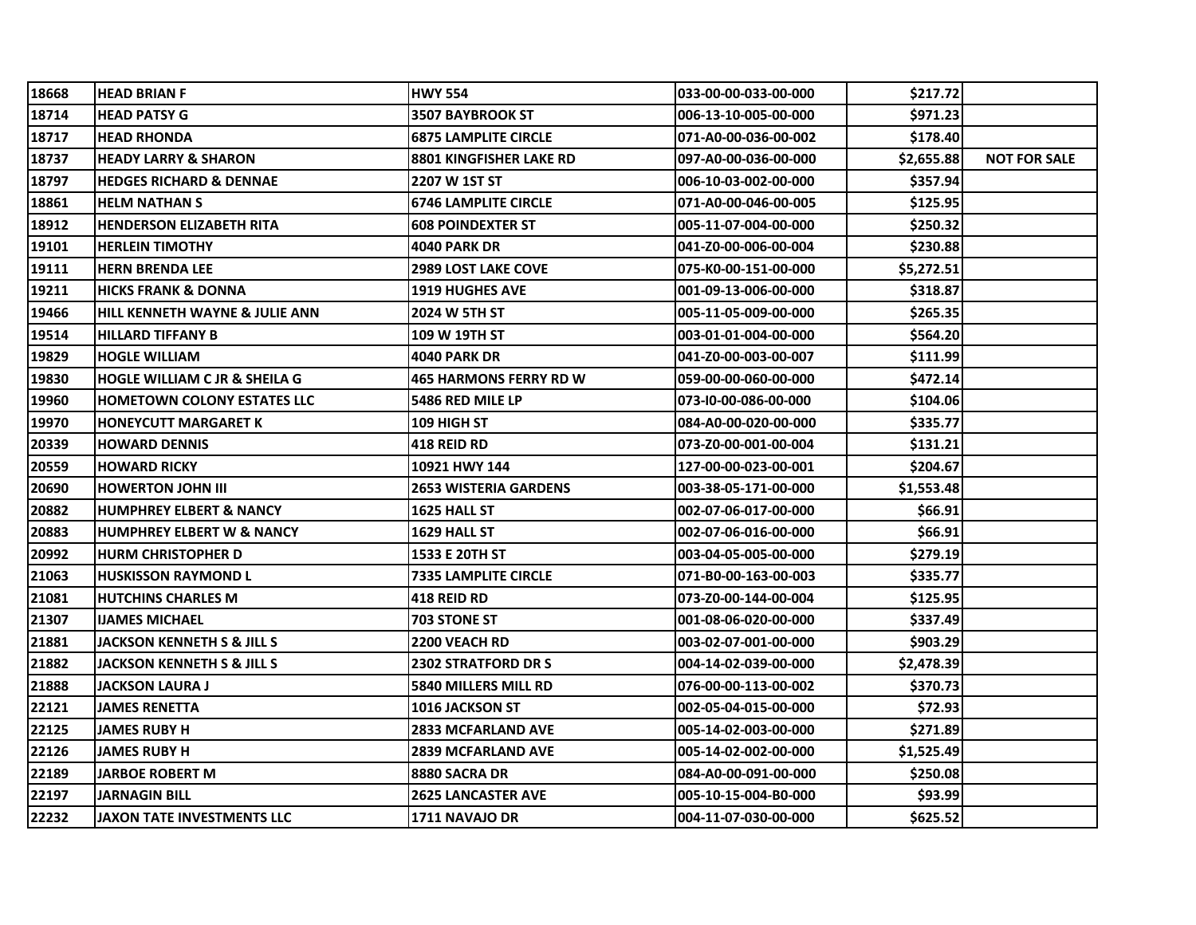| | | | | | |
|---|---|---|---|---|---|
| 18668 | HEAD BRIAN F | HWY 554 | 033-00-00-033-00-000 | $217.72 | |
| 18714 | HEAD PATSY G | 3507 BAYBROOK ST | 006-13-10-005-00-000 | $971.23 | |
| 18717 | HEAD RHONDA | 6875 LAMPLITE CIRCLE | 071-A0-00-036-00-002 | $178.40 | |
| 18737 | HEADY LARRY & SHARON | 8801 KINGFISHER LAKE RD | 097-A0-00-036-00-000 | $2,655.88 | NOT FOR SALE |
| 18797 | HEDGES RICHARD & DENNAE | 2207 W 1ST ST | 006-10-03-002-00-000 | $357.94 | |
| 18861 | HELM NATHAN S | 6746 LAMPLITE CIRCLE | 071-A0-00-046-00-005 | $125.95 | |
| 18912 | HENDERSON ELIZABETH RITA | 608 POINDEXTER ST | 005-11-07-004-00-000 | $250.32 | |
| 19101 | HERLEIN TIMOTHY | 4040 PARK DR | 041-Z0-00-006-00-004 | $230.88 | |
| 19111 | HERN BRENDA LEE | 2989 LOST LAKE COVE | 075-K0-00-151-00-000 | $5,272.51 | |
| 19211 | HICKS FRANK & DONNA | 1919 HUGHES AVE | 001-09-13-006-00-000 | $318.87 | |
| 19466 | HILL KENNETH WAYNE & JULIE ANN | 2024 W 5TH ST | 005-11-05-009-00-000 | $265.35 | |
| 19514 | HILLARD TIFFANY B | 109 W 19TH ST | 003-01-01-004-00-000 | $564.20 | |
| 19829 | HOGLE WILLIAM | 4040 PARK DR | 041-Z0-00-003-00-007 | $111.99 | |
| 19830 | HOGLE WILLIAM C JR & SHEILA G | 465 HARMONS FERRY RD W | 059-00-00-060-00-000 | $472.14 | |
| 19960 | HOMETOWN COLONY ESTATES LLC | 5486 RED MILE LP | 073-I0-00-086-00-000 | $104.06 | |
| 19970 | HONEYCUTT MARGARET K | 109 HIGH ST | 084-A0-00-020-00-000 | $335.77 | |
| 20339 | HOWARD DENNIS | 418 REID RD | 073-Z0-00-001-00-004 | $131.21 | |
| 20559 | HOWARD RICKY | 10921 HWY 144 | 127-00-00-023-00-001 | $204.67 | |
| 20690 | HOWERTON JOHN III | 2653 WISTERIA GARDENS | 003-38-05-171-00-000 | $1,553.48 | |
| 20882 | HUMPHREY ELBERT & NANCY | 1625 HALL ST | 002-07-06-017-00-000 | $66.91 | |
| 20883 | HUMPHREY ELBERT W & NANCY | 1629 HALL ST | 002-07-06-016-00-000 | $66.91 | |
| 20992 | HURM CHRISTOPHER D | 1533 E 20TH ST | 003-04-05-005-00-000 | $279.19 | |
| 21063 | HUSKISSON RAYMOND L | 7335 LAMPLITE CIRCLE | 071-B0-00-163-00-003 | $335.77 | |
| 21081 | HUTCHINS CHARLES M | 418 REID RD | 073-Z0-00-144-00-004 | $125.95 | |
| 21307 | IJAMES MICHAEL | 703 STONE ST | 001-08-06-020-00-000 | $337.49 | |
| 21881 | JACKSON KENNETH S & JILL S | 2200 VEACH RD | 003-02-07-001-00-000 | $903.29 | |
| 21882 | JACKSON KENNETH S & JILL S | 2302 STRATFORD DR S | 004-14-02-039-00-000 | $2,478.39 | |
| 21888 | JACKSON LAURA J | 5840 MILLERS MILL RD | 076-00-00-113-00-002 | $370.73 | |
| 22121 | JAMES RENETTA | 1016 JACKSON ST | 002-05-04-015-00-000 | $72.93 | |
| 22125 | JAMES RUBY H | 2833 MCFARLAND AVE | 005-14-02-003-00-000 | $271.89 | |
| 22126 | JAMES RUBY H | 2839 MCFARLAND AVE | 005-14-02-002-00-000 | $1,525.49 | |
| 22189 | JARBOE ROBERT M | 8880 SACRA DR | 084-A0-00-091-00-000 | $250.08 | |
| 22197 | JARNAGIN BILL | 2625 LANCASTER AVE | 005-10-15-004-B0-000 | $93.99 | |
| 22232 | JAXON TATE INVESTMENTS LLC | 1711 NAVAJO DR | 004-11-07-030-00-000 | $625.52 | |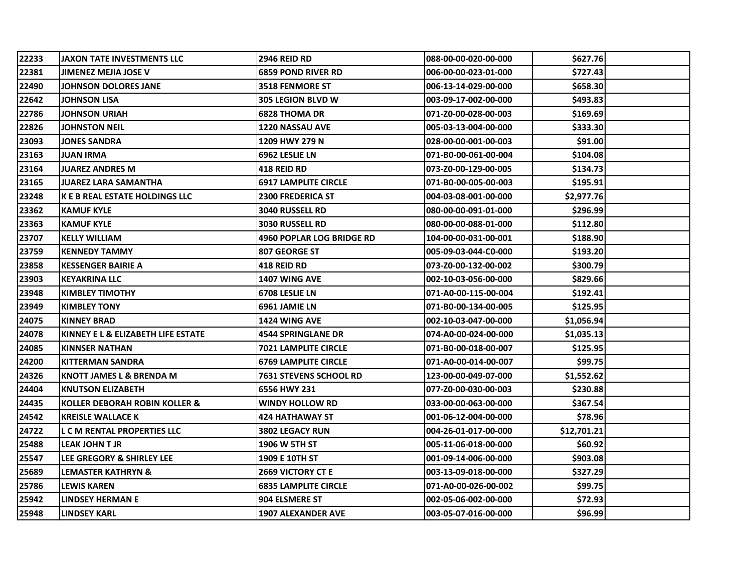| | | | | | |
|---|---|---|---|---|---|
| 22233 | JAXON TATE INVESTMENTS LLC | 2946 REID RD | 088-00-00-020-00-000 | $627.76 | |
| 22381 | JIMENEZ MEJIA JOSE V | 6859 POND RIVER RD | 006-00-00-023-01-000 | $727.43 | |
| 22490 | JOHNSON DOLORES JANE | 3518 FENMORE ST | 006-13-14-029-00-000 | $658.30 | |
| 22642 | JOHNSON LISA | 305 LEGION BLVD W | 003-09-17-002-00-000 | $493.83 | |
| 22786 | JOHNSON URIAH | 6828 THOMA DR | 071-Z0-00-028-00-003 | $169.69 | |
| 22826 | JOHNSTON NEIL | 1220 NASSAU AVE | 005-03-13-004-00-000 | $333.30 | |
| 23093 | JONES SANDRA | 1209 HWY 279 N | 028-00-00-001-00-003 | $91.00 | |
| 23163 | JUAN IRMA | 6962 LESLIE LN | 071-B0-00-061-00-004 | $104.08 | |
| 23164 | JUAREZ ANDRES M | 418 REID RD | 073-Z0-00-129-00-005 | $134.73 | |
| 23165 | JUAREZ LARA SAMANTHA | 6917 LAMPLITE CIRCLE | 071-B0-00-005-00-003 | $195.91 | |
| 23248 | K E B REAL ESTATE HOLDINGS LLC | 2300 FREDERICA ST | 004-03-08-001-00-000 | $2,977.76 | |
| 23362 | KAMUF KYLE | 3040 RUSSELL RD | 080-00-00-091-01-000 | $296.99 | |
| 23363 | KAMUF KYLE | 3030 RUSSELL RD | 080-00-00-088-01-000 | $112.80 | |
| 23707 | KELLY WILLIAM | 4960 POPLAR LOG BRIDGE RD | 104-00-00-031-00-001 | $188.90 | |
| 23759 | KENNEDY TAMMY | 807 GEORGE ST | 005-09-03-044-C0-000 | $193.20 | |
| 23858 | KESSENGER BAIRIE A | 418 REID RD | 073-Z0-00-132-00-002 | $300.79 | |
| 23903 | KEYAKRINA LLC | 1407 WING AVE | 002-10-03-056-00-000 | $829.66 | |
| 23948 | KIMBLEY TIMOTHY | 6708 LESLIE LN | 071-A0-00-115-00-004 | $192.41 | |
| 23949 | KIMBLEY TONY | 6961 JAMIE LN | 071-B0-00-134-00-005 | $125.95 | |
| 24075 | KINNEY BRAD | 1424 WING AVE | 002-10-03-047-00-000 | $1,056.94 | |
| 24078 | KINNEY E L & ELIZABETH LIFE ESTATE | 4544 SPRINGLANE DR | 074-A0-00-024-00-000 | $1,035.13 | |
| 24085 | KINNSER NATHAN | 7021 LAMPLITE CIRCLE | 071-B0-00-018-00-007 | $125.95 | |
| 24200 | KITTERMAN SANDRA | 6769 LAMPLITE CIRCLE | 071-A0-00-014-00-007 | $99.75 | |
| 24326 | KNOTT JAMES L & BRENDA M | 7631 STEVENS SCHOOL RD | 123-00-00-049-07-000 | $1,552.62 | |
| 24404 | KNUTSON ELIZABETH | 6556 HWY 231 | 077-Z0-00-030-00-003 | $230.88 | |
| 24435 | KOLLER DEBORAH ROBIN KOLLER & | WINDY HOLLOW RD | 033-00-00-063-00-000 | $367.54 | |
| 24542 | KREISLE WALLACE K | 424 HATHAWAY ST | 001-06-12-004-00-000 | $78.96 | |
| 24722 | L C M RENTAL PROPERTIES LLC | 3802 LEGACY RUN | 004-26-01-017-00-000 | $12,701.21 | |
| 25488 | LEAK JOHN T JR | 1906 W 5TH ST | 005-11-06-018-00-000 | $60.92 | |
| 25547 | LEE GREGORY & SHIRLEY LEE | 1909 E 10TH ST | 001-09-14-006-00-000 | $903.08 | |
| 25689 | LEMASTER KATHRYN & | 2669 VICTORY CT E | 003-13-09-018-00-000 | $327.29 | |
| 25786 | LEWIS KAREN | 6835 LAMPLITE CIRCLE | 071-A0-00-026-00-002 | $99.75 | |
| 25942 | LINDSEY HERMAN E | 904 ELSMERE ST | 002-05-06-002-00-000 | $72.93 | |
| 25948 | LINDSEY KARL | 1907 ALEXANDER AVE | 003-05-07-016-00-000 | $96.99 | |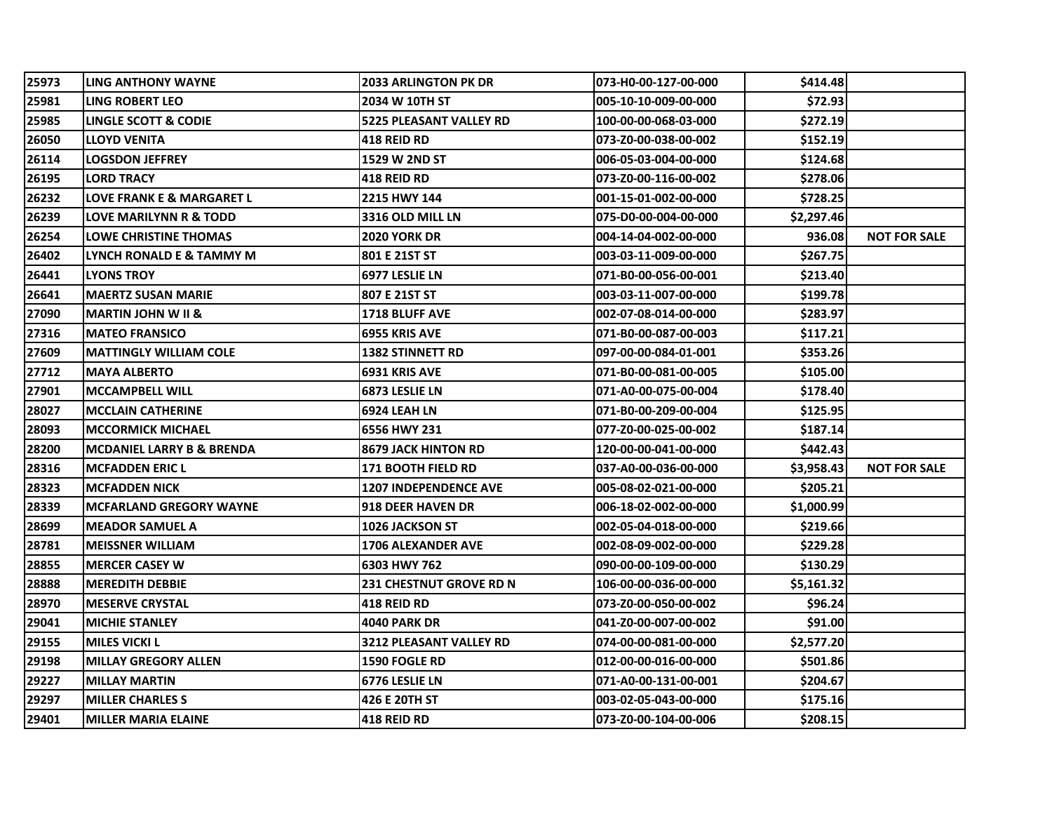| | | | | | |
|---|---|---|---|---|---|
| 25973 | LING ANTHONY WAYNE | 2033 ARLINGTON PK DR | 073-H0-00-127-00-000 | $414.48 | |
| 25981 | LING ROBERT LEO | 2034 W 10TH ST | 005-10-10-009-00-000 | $72.93 | |
| 25985 | LINGLE SCOTT & CODIE | 5225 PLEASANT VALLEY RD | 100-00-00-068-03-000 | $272.19 | |
| 26050 | LLOYD VENITA | 418 REID RD | 073-Z0-00-038-00-002 | $152.19 | |
| 26114 | LOGSDON JEFFREY | 1529 W 2ND ST | 006-05-03-004-00-000 | $124.68 | |
| 26195 | LORD TRACY | 418 REID RD | 073-Z0-00-116-00-002 | $278.06 | |
| 26232 | LOVE FRANK E & MARGARET L | 2215 HWY 144 | 001-15-01-002-00-000 | $728.25 | |
| 26239 | LOVE MARILYNN R & TODD | 3316 OLD MILL LN | 075-D0-00-004-00-000 | $2,297.46 | |
| 26254 | LOWE CHRISTINE THOMAS | 2020 YORK DR | 004-14-04-002-00-000 | 936.08 | NOT FOR SALE |
| 26402 | LYNCH RONALD E & TAMMY M | 801 E 21ST ST | 003-03-11-009-00-000 | $267.75 | |
| 26441 | LYONS TROY | 6977 LESLIE LN | 071-B0-00-056-00-001 | $213.40 | |
| 26641 | MAERTZ SUSAN MARIE | 807 E 21ST ST | 003-03-11-007-00-000 | $199.78 | |
| 27090 | MARTIN JOHN W II & | 1718 BLUFF AVE | 002-07-08-014-00-000 | $283.97 | |
| 27316 | MATEO FRANSICO | 6955 KRIS AVE | 071-B0-00-087-00-003 | $117.21 | |
| 27609 | MATTINGLY WILLIAM COLE | 1382 STINNETT RD | 097-00-00-084-01-001 | $353.26 | |
| 27712 | MAYA ALBERTO | 6931 KRIS AVE | 071-B0-00-081-00-005 | $105.00 | |
| 27901 | MCCAMPBELL WILL | 6873 LESLIE LN | 071-A0-00-075-00-004 | $178.40 | |
| 28027 | MCCLAIN CATHERINE | 6924 LEAH LN | 071-B0-00-209-00-004 | $125.95 | |
| 28093 | MCCORMICK MICHAEL | 6556 HWY 231 | 077-Z0-00-025-00-002 | $187.14 | |
| 28200 | MCDANIEL LARRY B & BRENDA | 8679 JACK HINTON RD | 120-00-00-041-00-000 | $442.43 | |
| 28316 | MCFADDEN ERIC L | 171 BOOTH FIELD RD | 037-A0-00-036-00-000 | $3,958.43 | NOT FOR SALE |
| 28323 | MCFADDEN NICK | 1207 INDEPENDENCE AVE | 005-08-02-021-00-000 | $205.21 | |
| 28339 | MCFARLAND GREGORY WAYNE | 918 DEER HAVEN DR | 006-18-02-002-00-000 | $1,000.99 | |
| 28699 | MEADOR SAMUEL A | 1026 JACKSON ST | 002-05-04-018-00-000 | $219.66 | |
| 28781 | MEISSNER WILLIAM | 1706 ALEXANDER AVE | 002-08-09-002-00-000 | $229.28 | |
| 28855 | MERCER CASEY W | 6303 HWY 762 | 090-00-00-109-00-000 | $130.29 | |
| 28888 | MEREDITH DEBBIE | 231 CHESTNUT GROVE RD N | 106-00-00-036-00-000 | $5,161.32 | |
| 28970 | MESERVE CRYSTAL | 418 REID RD | 073-Z0-00-050-00-002 | $96.24 | |
| 29041 | MICHIE STANLEY | 4040 PARK DR | 041-Z0-00-007-00-002 | $91.00 | |
| 29155 | MILES VICKI L | 3212 PLEASANT VALLEY RD | 074-00-00-081-00-000 | $2,577.20 | |
| 29198 | MILLAY GREGORY ALLEN | 1590 FOGLE RD | 012-00-00-016-00-000 | $501.86 | |
| 29227 | MILLAY MARTIN | 6776 LESLIE LN | 071-A0-00-131-00-001 | $204.67 | |
| 29297 | MILLER CHARLES S | 426 E 20TH ST | 003-02-05-043-00-000 | $175.16 | |
| 29401 | MILLER MARIA ELAINE | 418 REID RD | 073-Z0-00-104-00-006 | $208.15 | |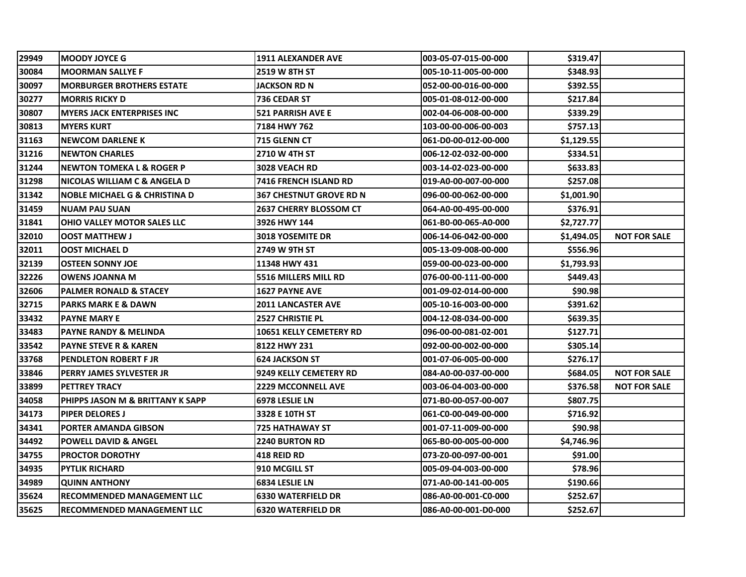| 29949 | MOODY JOYCE G | 1911 ALEXANDER AVE | 003-05-07-015-00-000 | $319.47 | |
|---|---|---|---|---|---|
| 30084 | MOORMAN SALLYE F | 2519 W 8TH ST | 005-10-11-005-00-000 | $348.93 | |
| 30097 | MORBURGER BROTHERS ESTATE | JACKSON RD N | 052-00-00-016-00-000 | $392.55 | |
| 30277 | MORRIS RICKY D | 736 CEDAR ST | 005-01-08-012-00-000 | $217.84 | |
| 30807 | MYERS JACK ENTERPRISES INC | 521 PARRISH AVE E | 002-04-06-008-00-000 | $339.29 | |
| 30813 | MYERS KURT | 7184 HWY 762 | 103-00-00-006-00-003 | $757.13 | |
| 31163 | NEWCOM DARLENE K | 715 GLENN CT | 061-D0-00-012-00-000 | $1,129.55 | |
| 31216 | NEWTON CHARLES | 2710 W 4TH ST | 006-12-02-032-00-000 | $334.51 | |
| 31244 | NEWTON TOMEKA L & ROGER P | 3028 VEACH RD | 003-14-02-023-00-000 | $633.83 | |
| 31298 | NICOLAS WILLIAM C & ANGELA D | 7416 FRENCH ISLAND RD | 019-A0-00-007-00-000 | $257.08 | |
| 31342 | NOBLE MICHAEL G & CHRISTINA D | 367 CHESTNUT GROVE RD N | 096-00-00-062-00-000 | $1,001.90 | |
| 31459 | NUAM PAU SUAN | 2637 CHERRY BLOSSOM CT | 064-A0-00-495-00-000 | $376.91 | |
| 31841 | OHIO VALLEY MOTOR SALES LLC | 3926 HWY 144 | 061-B0-00-065-A0-000 | $2,727.77 | |
| 32010 | OOST MATTHEW J | 3018 YOSEMITE DR | 006-14-06-042-00-000 | $1,494.05 | NOT FOR SALE |
| 32011 | OOST MICHAEL D | 2749 W 9TH ST | 005-13-09-008-00-000 | $556.96 | |
| 32139 | OSTEEN SONNY JOE | 11348 HWY 431 | 059-00-00-023-00-000 | $1,793.93 | |
| 32226 | OWENS JOANNA M | 5516 MILLERS MILL RD | 076-00-00-111-00-000 | $449.43 | |
| 32606 | PALMER RONALD & STACEY | 1627 PAYNE AVE | 001-09-02-014-00-000 | $90.98 | |
| 32715 | PARKS MARK E & DAWN | 2011 LANCASTER AVE | 005-10-16-003-00-000 | $391.62 | |
| 33432 | PAYNE MARY E | 2527 CHRISTIE PL | 004-12-08-034-00-000 | $639.35 | |
| 33483 | PAYNE RANDY & MELINDA | 10651 KELLY CEMETERY RD | 096-00-00-081-02-001 | $127.71 | |
| 33542 | PAYNE STEVE R & KAREN | 8122 HWY 231 | 092-00-00-002-00-000 | $305.14 | |
| 33768 | PENDLETON ROBERT F JR | 624 JACKSON ST | 001-07-06-005-00-000 | $276.17 | |
| 33846 | PERRY JAMES SYLVESTER JR | 9249 KELLY CEMETERY RD | 084-A0-00-037-00-000 | $684.05 | NOT FOR SALE |
| 33899 | PETTREY TRACY | 2229 MCCONNELL AVE | 003-06-04-003-00-000 | $376.58 | NOT FOR SALE |
| 34058 | PHIPPS JASON M & BRITTANY K SAPP | 6978 LESLIE LN | 071-B0-00-057-00-007 | $807.75 | |
| 34173 | PIPER DELORES J | 3328 E 10TH ST | 061-C0-00-049-00-000 | $716.92 | |
| 34341 | PORTER AMANDA GIBSON | 725 HATHAWAY ST | 001-07-11-009-00-000 | $90.98 | |
| 34492 | POWELL DAVID & ANGEL | 2240 BURTON RD | 065-B0-00-005-00-000 | $4,746.96 | |
| 34755 | PROCTOR DOROTHY | 418 REID RD | 073-Z0-00-097-00-001 | $91.00 | |
| 34935 | PYTLIK RICHARD | 910 MCGILL ST | 005-09-04-003-00-000 | $78.96 | |
| 34989 | QUINN ANTHONY | 6834 LESLIE LN | 071-A0-00-141-00-005 | $190.66 | |
| 35624 | RECOMMENDED MANAGEMENT LLC | 6330 WATERFIELD DR | 086-A0-00-001-C0-000 | $252.67 | |
| 35625 | RECOMMENDED MANAGEMENT LLC | 6320 WATERFIELD DR | 086-A0-00-001-D0-000 | $252.67 | |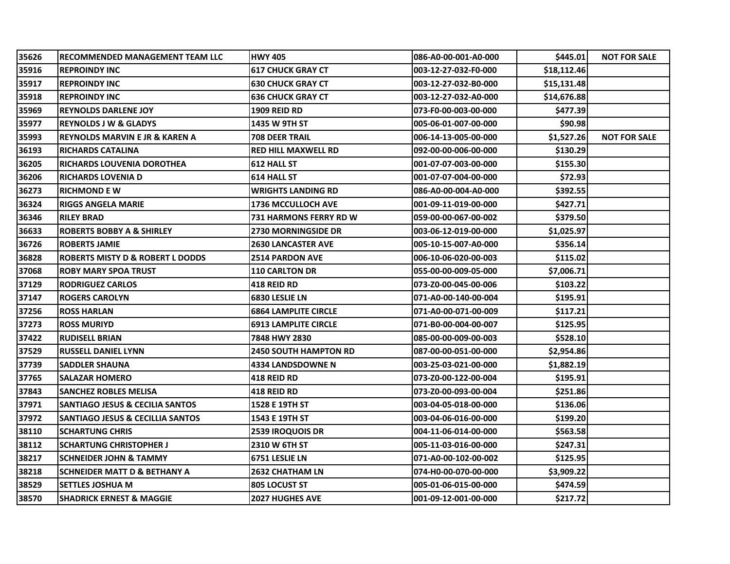| | | | | | |
|---|---|---|---|---|---|
| 35626 | RECOMMENDED MANAGEMENT TEAM LLC | HWY 405 | 086-A0-00-001-A0-000 | $445.01 | NOT FOR SALE |
| 35916 | REPROINDY INC | 617 CHUCK GRAY CT | 003-12-27-032-F0-000 | $18,112.46 | |
| 35917 | REPROINDY INC | 630 CHUCK GRAY CT | 003-12-27-032-B0-000 | $15,131.48 | |
| 35918 | REPROINDY INC | 636 CHUCK GRAY CT | 003-12-27-032-A0-000 | $14,676.88 | |
| 35969 | REYNOLDS DARLENE JOY | 1909 REID RD | 073-F0-00-003-00-000 | $477.39 | |
| 35977 | REYNOLDS J W & GLADYS | 1435 W 9TH ST | 005-06-01-007-00-000 | $90.98 | |
| 35993 | REYNOLDS MARVIN E JR & KAREN A | 708 DEER TRAIL | 006-14-13-005-00-000 | $1,527.26 | NOT FOR SALE |
| 36193 | RICHARDS CATALINA | RED HILL MAXWELL RD | 092-00-00-006-00-000 | $130.29 | |
| 36205 | RICHARDS LOUVENIA DOROTHEA | 612 HALL ST | 001-07-07-003-00-000 | $155.30 | |
| 36206 | RICHARDS LOVENIA D | 614 HALL ST | 001-07-07-004-00-000 | $72.93 | |
| 36273 | RICHMOND E W | WRIGHTS LANDING RD | 086-A0-00-004-A0-000 | $392.55 | |
| 36324 | RIGGS ANGELA MARIE | 1736 MCCULLOCH AVE | 001-09-11-019-00-000 | $427.71 | |
| 36346 | RILEY BRAD | 731 HARMONS FERRY RD W | 059-00-00-067-00-002 | $379.50 | |
| 36633 | ROBERTS BOBBY A & SHIRLEY | 2730 MORNINGSIDE DR | 003-06-12-019-00-000 | $1,025.97 | |
| 36726 | ROBERTS JAMIE | 2630 LANCASTER AVE | 005-10-15-007-A0-000 | $356.14 | |
| 36828 | ROBERTS MISTY D & ROBERT L DODDS | 2514 PARDON AVE | 006-10-06-020-00-003 | $115.02 | |
| 37068 | ROBY MARY SPOA TRUST | 110 CARLTON DR | 055-00-00-009-05-000 | $7,006.71 | |
| 37129 | RODRIGUEZ CARLOS | 418 REID RD | 073-Z0-00-045-00-006 | $103.22 | |
| 37147 | ROGERS CAROLYN | 6830 LESLIE LN | 071-A0-00-140-00-004 | $195.91 | |
| 37256 | ROSS HARLAN | 6864 LAMPLITE CIRCLE | 071-A0-00-071-00-009 | $117.21 | |
| 37273 | ROSS MURIYD | 6913 LAMPLITE CIRCLE | 071-B0-00-004-00-007 | $125.95 | |
| 37422 | RUDISELL BRIAN | 7848 HWY 2830 | 085-00-00-009-00-003 | $528.10 | |
| 37529 | RUSSELL DANIEL LYNN | 2450 SOUTH HAMPTON RD | 087-00-00-051-00-000 | $2,954.86 | |
| 37739 | SADDLER SHAUNA | 4334 LANDSDOWNE N | 003-25-03-021-00-000 | $1,882.19 | |
| 37765 | SALAZAR HOMERO | 418 REID RD | 073-Z0-00-122-00-004 | $195.91 | |
| 37843 | SANCHEZ ROBLES MELISA | 418 REID RD | 073-Z0-00-093-00-004 | $251.86 | |
| 37971 | SANTIAGO JESUS & CECILIA SANTOS | 1528 E 19TH ST | 003-04-05-018-00-000 | $136.06 | |
| 37972 | SANTIAGO JESUS & CECILLIA SANTOS | 1543 E 19TH ST | 003-04-06-016-00-000 | $199.20 | |
| 38110 | SCHARTUNG CHRIS | 2539 IROQUOIS DR | 004-11-06-014-00-000 | $563.58 | |
| 38112 | SCHARTUNG CHRISTOPHER J | 2310 W 6TH ST | 005-11-03-016-00-000 | $247.31 | |
| 38217 | SCHNEIDER JOHN & TAMMY | 6751 LESLIE LN | 071-A0-00-102-00-002 | $125.95 | |
| 38218 | SCHNEIDER MATT D & BETHANY A | 2632 CHATHAM LN | 074-H0-00-070-00-000 | $3,909.22 | |
| 38529 | SETTLES JOSHUA M | 805 LOCUST ST | 005-01-06-015-00-000 | $474.59 | |
| 38570 | SHADRICK ERNEST & MAGGIE | 2027 HUGHES AVE | 001-09-12-001-00-000 | $217.72 | |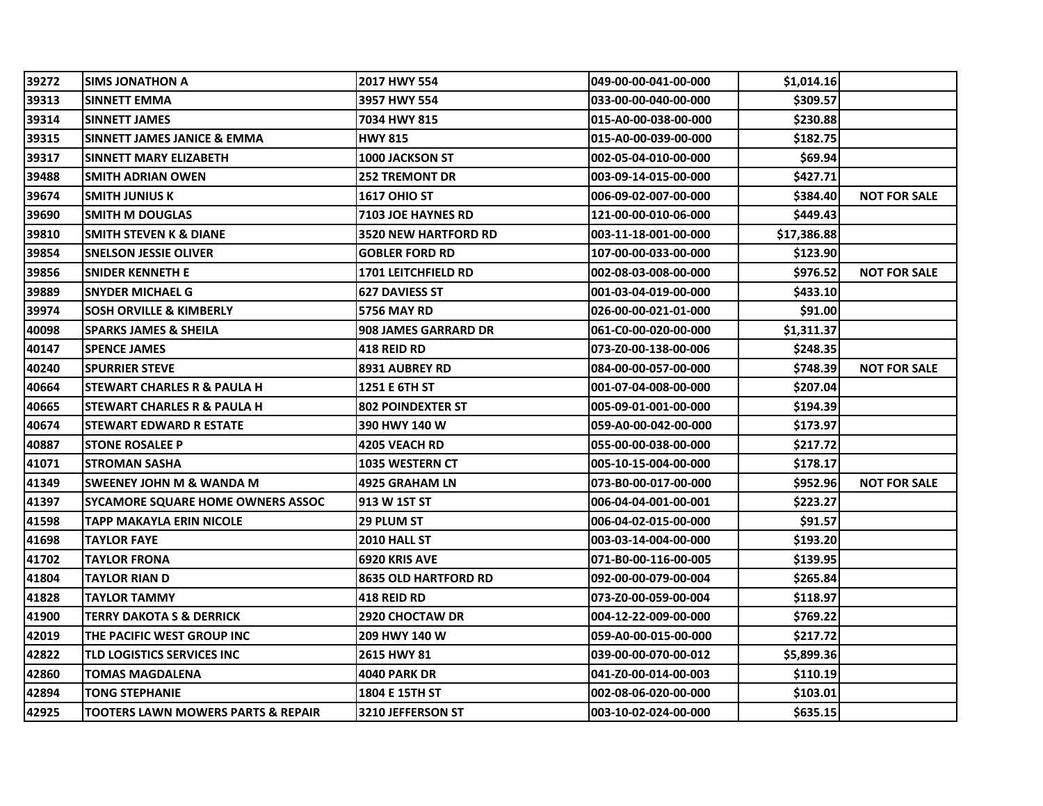| | | | | | |
|---|---|---|---|---|---|
| 39272 | SIMS JONATHON A | 2017 HWY 554 | 049-00-00-041-00-000 | $1,014.16 | |
| 39313 | SINNETT EMMA | 3957 HWY 554 | 033-00-00-040-00-000 | $309.57 | |
| 39314 | SINNETT JAMES | 7034 HWY 815 | 015-A0-00-038-00-000 | $230.88 | |
| 39315 | SINNETT JAMES JANICE & EMMA | HWY 815 | 015-A0-00-039-00-000 | $182.75 | |
| 39317 | SINNETT MARY ELIZABETH | 1000 JACKSON ST | 002-05-04-010-00-000 | $69.94 | |
| 39488 | SMITH ADRIAN OWEN | 252 TREMONT DR | 003-09-14-015-00-000 | $427.71 | |
| 39674 | SMITH JUNIUS K | 1617 OHIO ST | 006-09-02-007-00-000 | $384.40 | NOT FOR SALE |
| 39690 | SMITH M DOUGLAS | 7103 JOE HAYNES RD | 121-00-00-010-06-000 | $449.43 | |
| 39810 | SMITH STEVEN K & DIANE | 3520 NEW HARTFORD RD | 003-11-18-001-00-000 | $17,386.88 | |
| 39854 | SNELSON JESSIE OLIVER | GOBLER FORD RD | 107-00-00-033-00-000 | $123.90 | |
| 39856 | SNIDER KENNETH E | 1701 LEITCHFIELD RD | 002-08-03-008-00-000 | $976.52 | NOT FOR SALE |
| 39889 | SNYDER MICHAEL G | 627 DAVIESS ST | 001-03-04-019-00-000 | $433.10 | |
| 39974 | SOSH ORVILLE & KIMBERLY | 5756 MAY RD | 026-00-00-021-01-000 | $91.00 | |
| 40098 | SPARKS JAMES & SHEILA | 908 JAMES GARRARD DR | 061-C0-00-020-00-000 | $1,311.37 | |
| 40147 | SPENCE JAMES | 418 REID RD | 073-Z0-00-138-00-006 | $248.35 | |
| 40240 | SPURRIER STEVE | 8931 AUBREY RD | 084-00-00-057-00-000 | $748.39 | NOT FOR SALE |
| 40664 | STEWART CHARLES R & PAULA H | 1251 E 6TH ST | 001-07-04-008-00-000 | $207.04 | |
| 40665 | STEWART CHARLES R & PAULA H | 802 POINDEXTER ST | 005-09-01-001-00-000 | $194.39 | |
| 40674 | STEWART EDWARD R ESTATE | 390 HWY 140 W | 059-A0-00-042-00-000 | $173.97 | |
| 40887 | STONE ROSALEE P | 4205 VEACH RD | 055-00-00-038-00-000 | $217.72 | |
| 41071 | STROMAN SASHA | 1035 WESTERN CT | 005-10-15-004-00-000 | $178.17 | |
| 41349 | SWEENEY JOHN M & WANDA M | 4925 GRAHAM LN | 073-B0-00-017-00-000 | $952.96 | NOT FOR SALE |
| 41397 | SYCAMORE SQUARE HOME OWNERS ASSOC | 913 W 1ST ST | 006-04-04-001-00-001 | $223.27 | |
| 41598 | TAPP MAKAYLA ERIN NICOLE | 29 PLUM ST | 006-04-02-015-00-000 | $91.57 | |
| 41698 | TAYLOR FAYE | 2010 HALL ST | 003-03-14-004-00-000 | $193.20 | |
| 41702 | TAYLOR FRONA | 6920 KRIS AVE | 071-B0-00-116-00-005 | $139.95 | |
| 41804 | TAYLOR RIAN D | 8635 OLD HARTFORD RD | 092-00-00-079-00-004 | $265.84 | |
| 41828 | TAYLOR TAMMY | 418 REID RD | 073-Z0-00-059-00-004 | $118.97 | |
| 41900 | TERRY DAKOTA S & DERRICK | 2920 CHOCTAW DR | 004-12-22-009-00-000 | $769.22 | |
| 42019 | THE PACIFIC WEST GROUP INC | 209 HWY 140 W | 059-A0-00-015-00-000 | $217.72 | |
| 42822 | TLD LOGISTICS SERVICES INC | 2615 HWY 81 | 039-00-00-070-00-012 | $5,899.36 | |
| 42860 | TOMAS MAGDALENA | 4040 PARK DR | 041-Z0-00-014-00-003 | $110.19 | |
| 42894 | TONG STEPHANIE | 1804 E 15TH ST | 002-08-06-020-00-000 | $103.01 | |
| 42925 | TOOTERS LAWN MOWERS PARTS & REPAIR | 3210 JEFFERSON ST | 003-10-02-024-00-000 | $635.15 | |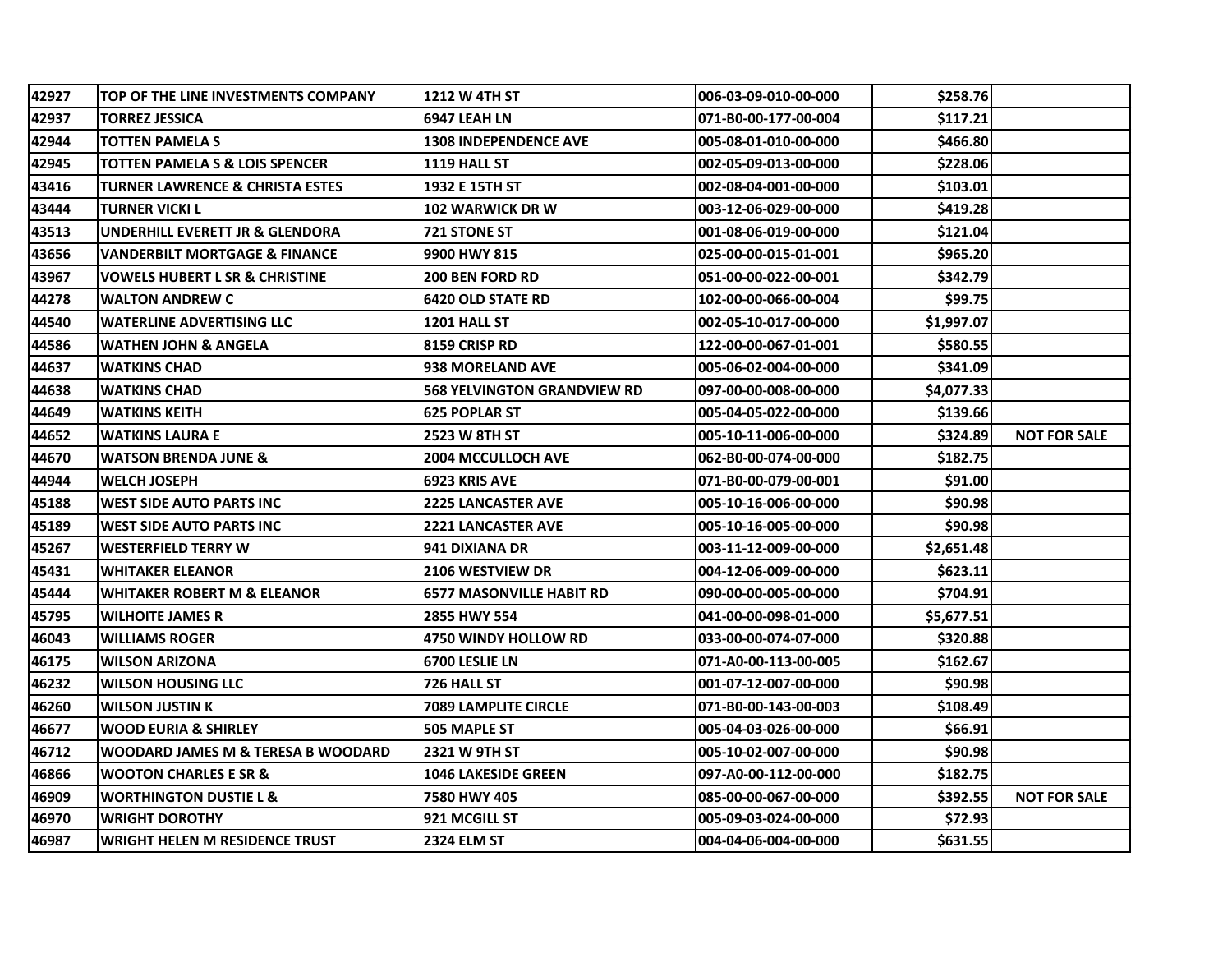| | | | | | |
|---|---|---|---|---|---|
| 42927 | TOP OF THE LINE INVESTMENTS COMPANY | 1212 W 4TH ST | 006-03-09-010-00-000 | $258.76 | |
| 42937 | TORREZ JESSICA | 6947 LEAH LN | 071-B0-00-177-00-004 | $117.21 | |
| 42944 | TOTTEN PAMELA S | 1308 INDEPENDENCE AVE | 005-08-01-010-00-000 | $466.80 | |
| 42945 | TOTTEN PAMELA S & LOIS SPENCER | 1119 HALL ST | 002-05-09-013-00-000 | $228.06 | |
| 43416 | TURNER LAWRENCE & CHRISTA ESTES | 1932 E 15TH ST | 002-08-04-001-00-000 | $103.01 | |
| 43444 | TURNER VICKI L | 102 WARWICK DR W | 003-12-06-029-00-000 | $419.28 | |
| 43513 | UNDERHILL EVERETT JR & GLENDORA | 721 STONE ST | 001-08-06-019-00-000 | $121.04 | |
| 43656 | VANDERBILT MORTGAGE & FINANCE | 9900 HWY 815 | 025-00-00-015-01-001 | $965.20 | |
| 43967 | VOWELS HUBERT L SR & CHRISTINE | 200 BEN FORD RD | 051-00-00-022-00-001 | $342.79 | |
| 44278 | WALTON ANDREW C | 6420 OLD STATE RD | 102-00-00-066-00-004 | $99.75 | |
| 44540 | WATERLINE ADVERTISING LLC | 1201 HALL ST | 002-05-10-017-00-000 | $1,997.07 | |
| 44586 | WATHEN JOHN & ANGELA | 8159 CRISP RD | 122-00-00-067-01-001 | $580.55 | |
| 44637 | WATKINS CHAD | 938 MORELAND AVE | 005-06-02-004-00-000 | $341.09 | |
| 44638 | WATKINS CHAD | 568 YELVINGTON GRANDVIEW RD | 097-00-00-008-00-000 | $4,077.33 | |
| 44649 | WATKINS KEITH | 625 POPLAR ST | 005-04-05-022-00-000 | $139.66 | |
| 44652 | WATKINS LAURA E | 2523 W 8TH ST | 005-10-11-006-00-000 | $324.89 | NOT FOR SALE |
| 44670 | WATSON BRENDA JUNE & | 2004 MCCULLOCH AVE | 062-B0-00-074-00-000 | $182.75 | |
| 44944 | WELCH JOSEPH | 6923 KRIS AVE | 071-B0-00-079-00-001 | $91.00 | |
| 45188 | WEST SIDE AUTO PARTS INC | 2225 LANCASTER AVE | 005-10-16-006-00-000 | $90.98 | |
| 45189 | WEST SIDE AUTO PARTS INC | 2221 LANCASTER AVE | 005-10-16-005-00-000 | $90.98 | |
| 45267 | WESTERFIELD TERRY W | 941 DIXIANA DR | 003-11-12-009-00-000 | $2,651.48 | |
| 45431 | WHITAKER ELEANOR | 2106 WESTVIEW DR | 004-12-06-009-00-000 | $623.11 | |
| 45444 | WHITAKER ROBERT M & ELEANOR | 6577 MASONVILLE HABIT RD | 090-00-00-005-00-000 | $704.91 | |
| 45795 | WILHOITE JAMES R | 2855 HWY 554 | 041-00-00-098-01-000 | $5,677.51 | |
| 46043 | WILLIAMS ROGER | 4750 WINDY HOLLOW RD | 033-00-00-074-07-000 | $320.88 | |
| 46175 | WILSON ARIZONA | 6700 LESLIE LN | 071-A0-00-113-00-005 | $162.67 | |
| 46232 | WILSON HOUSING LLC | 726 HALL ST | 001-07-12-007-00-000 | $90.98 | |
| 46260 | WILSON JUSTIN K | 7089 LAMPLITE CIRCLE | 071-B0-00-143-00-003 | $108.49 | |
| 46677 | WOOD EURIA & SHIRLEY | 505 MAPLE ST | 005-04-03-026-00-000 | $66.91 | |
| 46712 | WOODARD JAMES M & TERESA B WOODARD | 2321 W 9TH ST | 005-10-02-007-00-000 | $90.98 | |
| 46866 | WOOTON CHARLES E SR & | 1046 LAKESIDE GREEN | 097-A0-00-112-00-000 | $182.75 | |
| 46909 | WORTHINGTON DUSTIE L & | 7580 HWY 405 | 085-00-00-067-00-000 | $392.55 | NOT FOR SALE |
| 46970 | WRIGHT DOROTHY | 921 MCGILL ST | 005-09-03-024-00-000 | $72.93 | |
| 46987 | WRIGHT HELEN M RESIDENCE TRUST | 2324 ELM ST | 004-04-06-004-00-000 | $631.55 | |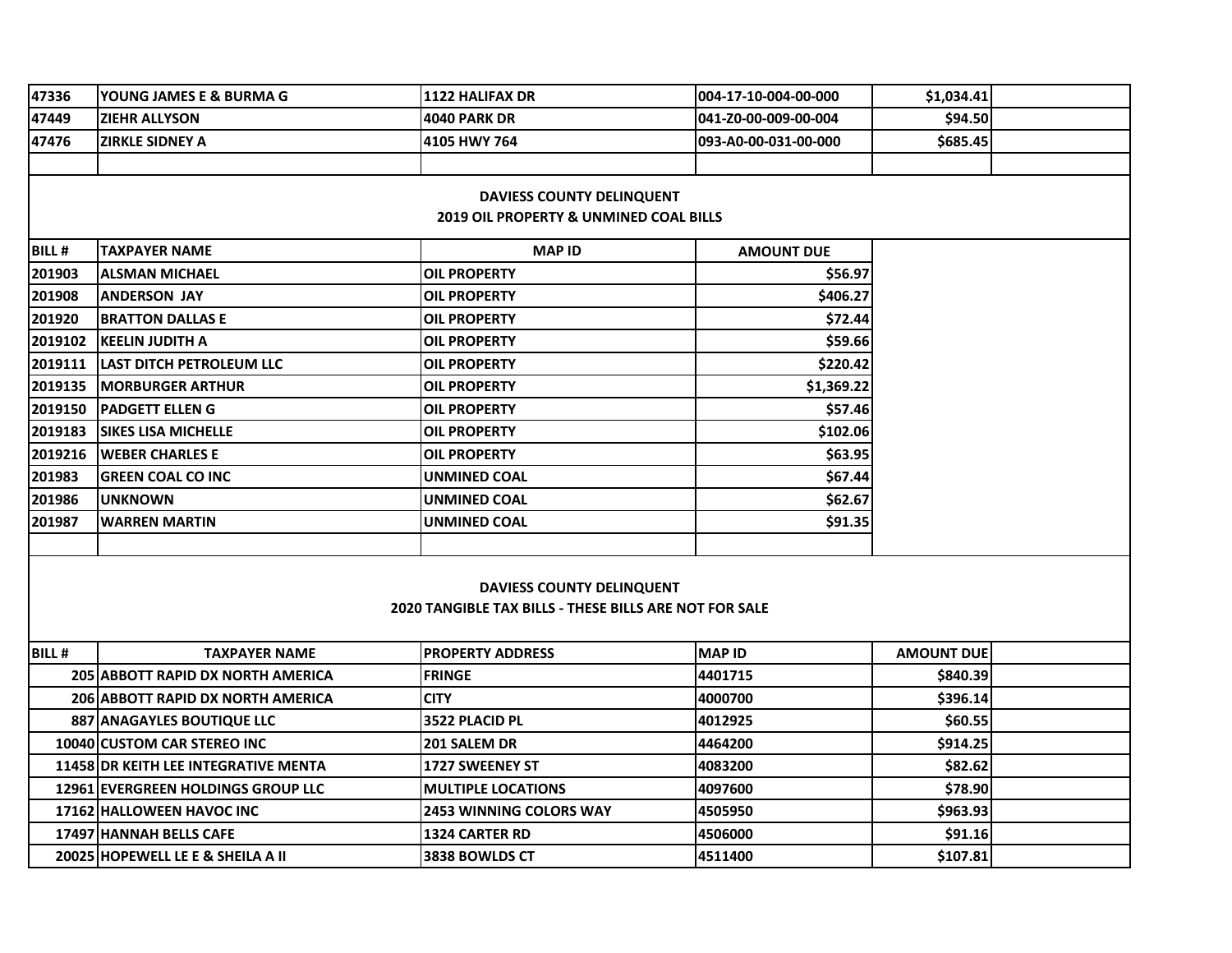| | | | | | |
|---|---|---|---|---|---|
| 47336 | YOUNG JAMES E & BURMA G | 1122 HALIFAX DR | 004-17-10-004-00-000 | $1,034.41 | |
| 47449 | ZIEHR ALLYSON | 4040 PARK DR | 041-Z0-00-009-00-004 | $94.50 | |
| 47476 | ZIRKLE SIDNEY A | 4105 HWY 764 | 093-A0-00-031-00-000 | $685.45 | |

**DAVIESS COUNTY DELINQUENT**
**2019 OIL PROPERTY & UNMINED COAL BILLS**

| BILL # | TAXPAYER NAME | MAP ID | AMOUNT DUE |
|---|---|---|---|
| 201903 | ALSMAN MICHAEL | OIL PROPERTY | $56.97 |
| 201908 | ANDERSON JAY | OIL PROPERTY | $406.27 |
| 201920 | BRATTON DALLAS E | OIL PROPERTY | $72.44 |
| 2019102 | KEELIN JUDITH A | OIL PROPERTY | $59.66 |
| 2019111 | LAST DITCH PETROLEUM LLC | OIL PROPERTY | $220.42 |
| 2019135 | MORBURGER ARTHUR | OIL PROPERTY | $1,369.22 |
| 2019150 | PADGETT ELLEN G | OIL PROPERTY | $57.46 |
| 2019183 | SIKES LISA MICHELLE | OIL PROPERTY | $102.06 |
| 2019216 | WEBER CHARLES E | OIL PROPERTY | $63.95 |
| 201983 | GREEN COAL CO INC | UNMINED COAL | $67.44 |
| 201986 | UNKNOWN | UNMINED COAL | $62.67 |
| 201987 | WARREN MARTIN | UNMINED COAL | $91.35 |

**DAVIESS COUNTY DELINQUENT**
**2020 TANGIBLE TAX BILLS - THESE BILLS ARE NOT FOR SALE**

| BILL # | TAXPAYER NAME | PROPERTY ADDRESS | MAP ID | AMOUNT DUE | |
|---|---|---|---|---|---|
| 205 | ABBOTT RAPID DX NORTH AMERICA | FRINGE | 4401715 | $840.39 | |
| 206 | ABBOTT RAPID DX NORTH AMERICA | CITY | 4000700 | $396.14 | |
| 887 | ANAGAYLES BOUTIQUE LLC | 3522 PLACID PL | 4012925 | $60.55 | |
| 10040 | CUSTOM CAR STEREO INC | 201 SALEM DR | 4464200 | $914.25 | |
| 11458 | DR KEITH LEE INTEGRATIVE MENTA | 1727 SWEENEY ST | 4083200 | $82.62 | |
| 12961 | EVERGREEN HOLDINGS GROUP LLC | MULTIPLE LOCATIONS | 4097600 | $78.90 | |
| 17162 | HALLOWEEN HAVOC INC | 2453 WINNING COLORS WAY | 4505950 | $963.93 | |
| 17497 | HANNAH BELLS CAFE | 1324 CARTER RD | 4506000 | $91.16 | |
| 20025 | HOPEWELL LE E & SHEILA A II | 3838 BOWLDS CT | 4511400 | $107.81 | |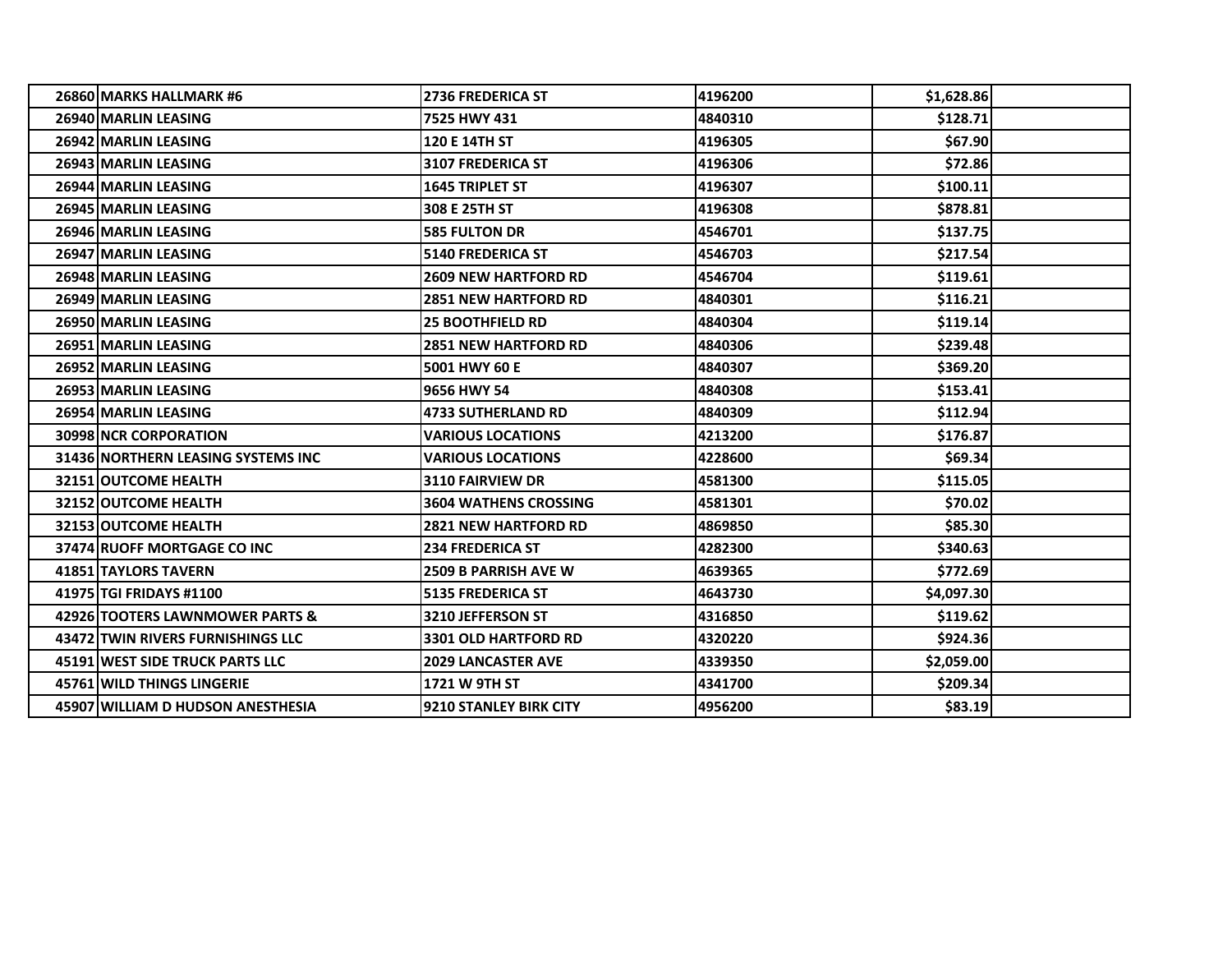| | | | | | |
|---|---|---|---|---|---|
| 26860 | MARKS HALLMARK #6 | 2736 FREDERICA ST | 4196200 | $1,628.86 | |
| 26940 | MARLIN LEASING | 7525 HWY 431 | 4840310 | $128.71 | |
| 26942 | MARLIN LEASING | 120 E 14TH ST | 4196305 | $67.90 | |
| 26943 | MARLIN LEASING | 3107 FREDERICA ST | 4196306 | $72.86 | |
| 26944 | MARLIN LEASING | 1645 TRIPLET ST | 4196307 | $100.11 | |
| 26945 | MARLIN LEASING | 308 E 25TH ST | 4196308 | $878.81 | |
| 26946 | MARLIN LEASING | 585 FULTON DR | 4546701 | $137.75 | |
| 26947 | MARLIN LEASING | 5140 FREDERICA ST | 4546703 | $217.54 | |
| 26948 | MARLIN LEASING | 2609 NEW HARTFORD RD | 4546704 | $119.61 | |
| 26949 | MARLIN LEASING | 2851 NEW HARTFORD RD | 4840301 | $116.21 | |
| 26950 | MARLIN LEASING | 25 BOOTHFIELD RD | 4840304 | $119.14 | |
| 26951 | MARLIN LEASING | 2851 NEW HARTFORD RD | 4840306 | $239.48 | |
| 26952 | MARLIN LEASING | 5001 HWY 60 E | 4840307 | $369.20 | |
| 26953 | MARLIN LEASING | 9656 HWY 54 | 4840308 | $153.41 | |
| 26954 | MARLIN LEASING | 4733 SUTHERLAND RD | 4840309 | $112.94 | |
| 30998 | NCR CORPORATION | VARIOUS LOCATIONS | 4213200 | $176.87 | |
| 31436 | NORTHERN LEASING SYSTEMS INC | VARIOUS LOCATIONS | 4228600 | $69.34 | |
| 32151 | OUTCOME HEALTH | 3110 FAIRVIEW DR | 4581300 | $115.05 | |
| 32152 | OUTCOME HEALTH | 3604 WATHENS CROSSING | 4581301 | $70.02 | |
| 32153 | OUTCOME HEALTH | 2821 NEW HARTFORD RD | 4869850 | $85.30 | |
| 37474 | RUOFF MORTGAGE CO INC | 234 FREDERICA ST | 4282300 | $340.63 | |
| 41851 | TAYLORS TAVERN | 2509 B PARRISH AVE W | 4639365 | $772.69 | |
| 41975 | TGI FRIDAYS #1100 | 5135 FREDERICA ST | 4643730 | $4,097.30 | |
| 42926 | TOOTERS LAWNMOWER PARTS & | 3210 JEFFERSON ST | 4316850 | $119.62 | |
| 43472 | TWIN RIVERS FURNISHINGS LLC | 3301 OLD HARTFORD RD | 4320220 | $924.36 | |
| 45191 | WEST SIDE TRUCK PARTS LLC | 2029 LANCASTER AVE | 4339350 | $2,059.00 | |
| 45761 | WILD THINGS LINGERIE | 1721 W 9TH ST | 4341700 | $209.34 | |
| 45907 | WILLIAM D HUDSON ANESTHESIA | 9210 STANLEY BIRK CITY | 4956200 | $83.19 | |